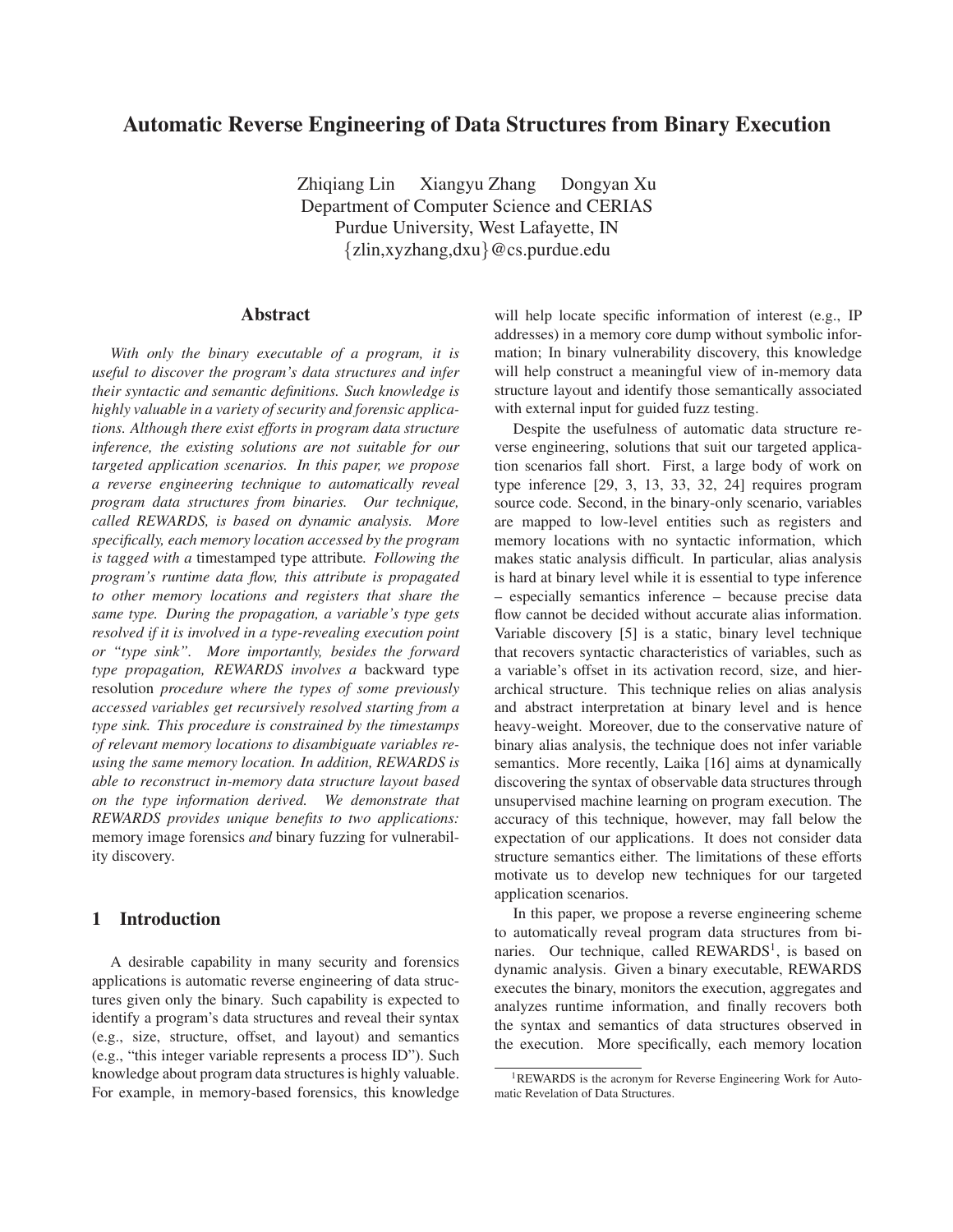# Automatic Reverse Engineering of Data Structures from Binary Execution

Zhiqiang Lin Xiangyu Zhang Dongyan Xu
Department of Computer Science and CERIAS
Purdue University, West Lafayette, IN
{zlin,xyzhang,dxu}@cs.purdue.edu

## Abstract

*With only the binary executable of a program, it is useful to discover the program's data structures and infer their syntactic and semantic definitions. Such knowledge is highly valuable in a variety of security and forensic applications. Although there exist efforts in program data structure inference, the existing solutions are not suitable for our targeted application scenarios. In this paper, we propose a reverse engineering technique to automatically reveal program data structures from binaries. Our technique, called REWARDS, is based on dynamic analysis. More specifically, each memory location accessed by the program is tagged with a* timestamped type attribute*. Following the program's runtime data flow, this attribute is propagated to other memory locations and registers that share the same type. During the propagation, a variable's type gets resolved if it is involved in a type-revealing execution point or "type sink". More importantly, besides the forward type propagation, REWARDS involves a* backward type resolution *procedure where the types of some previously accessed variables get recursively resolved starting from a type sink. This procedure is constrained by the timestamps of relevant memory locations to disambiguate variables re-using the same memory location. In addition, REWARDS is able to reconstruct in-memory data structure layout based on the type information derived. We demonstrate that REWARDS provides unique benefits to two applications:* memory image forensics *and* binary fuzzing for vulnerability discovery.

## 1 Introduction

A desirable capability in many security and forensics applications is automatic reverse engineering of data structures given only the binary. Such capability is expected to identify a program's data structures and reveal their syntax (e.g., size, structure, offset, and layout) and semantics (e.g., "this integer variable represents a process ID"). Such knowledge about program data structures is highly valuable. For example, in memory-based forensics, this knowledge will help locate specific information of interest (e.g., IP addresses) in a memory core dump without symbolic information; In binary vulnerability discovery, this knowledge will help construct a meaningful view of in-memory data structure layout and identify those semantically associated with external input for guided fuzz testing.

Despite the usefulness of automatic data structure reverse engineering, solutions that suit our targeted application scenarios fall short. First, a large body of work on type inference [29, 3, 13, 33, 32, 24] requires program source code. Second, in the binary-only scenario, variables are mapped to low-level entities such as registers and memory locations with no syntactic information, which makes static analysis difficult. In particular, alias analysis is hard at binary level while it is essential to type inference – especially semantics inference – because precise data flow cannot be decided without accurate alias information. Variable discovery [5] is a static, binary level technique that recovers syntactic characteristics of variables, such as a variable's offset in its activation record, size, and hierarchical structure. This technique relies on alias analysis and abstract interpretation at binary level and is hence heavy-weight. Moreover, due to the conservative nature of binary alias analysis, the technique does not infer variable semantics. More recently, Laika [16] aims at dynamically discovering the syntax of observable data structures through unsupervised machine learning on program execution. The accuracy of this technique, however, may fall below the expectation of our applications. It does not consider data structure semantics either. The limitations of these efforts motivate us to develop new techniques for our targeted application scenarios.

In this paper, we propose a reverse engineering scheme to automatically reveal program data structures from binaries. Our technique, called REWARDS[1], is based on dynamic analysis. Given a binary executable, REWARDS executes the binary, monitors the execution, aggregates and analyzes runtime information, and finally recovers both the syntax and semantics of data structures observed in the execution. More specifically, each memory location

[1] REWARDS is the acronym for Reverse Engineering Work for Automatic Revelation of Data Structures.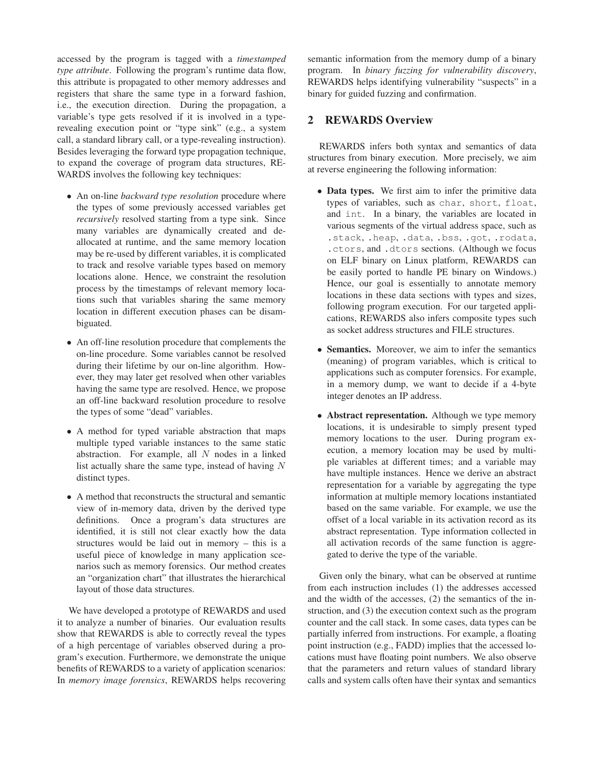accessed by the program is tagged with a *timestamped type attribute*. Following the program's runtime data flow, this attribute is propagated to other memory addresses and registers that share the same type in a forward fashion, i.e., the execution direction. During the propagation, a variable's type gets resolved if it is involved in a type-revealing execution point or "type sink" (e.g., a system call, a standard library call, or a type-revealing instruction). Besides leveraging the forward type propagation technique, to expand the coverage of program data structures, REWARDS involves the following key techniques:

- An on-line *backward type resolution* procedure where the types of some previously accessed variables get *recursively* resolved starting from a type sink. Since many variables are dynamically created and de-allocated at runtime, and the same memory location may be re-used by different variables, it is complicated to track and resolve variable types based on memory locations alone. Hence, we constraint the resolution process by the timestamps of relevant memory locations such that variables sharing the same memory location in different execution phases can be disambiguated.
- An off-line resolution procedure that complements the on-line procedure. Some variables cannot be resolved during their lifetime by our on-line algorithm. However, they may later get resolved when other variables having the same type are resolved. Hence, we propose an off-line backward resolution procedure to resolve the types of some "dead" variables.
- A method for typed variable abstraction that maps multiple typed variable instances to the same static abstraction. For example, all $N$ nodes in a linked list actually share the same type, instead of having $N$ distinct types.
- A method that reconstructs the structural and semantic view of in-memory data, driven by the derived type definitions. Once a program's data structures are identified, it is still not clear exactly how the data structures would be laid out in memory – this is a useful piece of knowledge in many application scenarios such as memory forensics. Our method creates an "organization chart" that illustrates the hierarchical layout of those data structures.

We have developed a prototype of REWARDS and used it to analyze a number of binaries. Our evaluation results show that REWARDS is able to correctly reveal the types of a high percentage of variables observed during a program's execution. Furthermore, we demonstrate the unique benefits of REWARDS to a variety of application scenarios: In *memory image forensics*, REWARDS helps recovering semantic information from the memory dump of a binary program. In *binary fuzzing for vulnerability discovery*, REWARDS helps identifying vulnerability "suspects" in a binary for guided fuzzing and confirmation.

## 2 REWARDS Overview

REWARDS infers both syntax and semantics of data structures from binary execution. More precisely, we aim at reverse engineering the following information:

- **Data types.** We first aim to infer the primitive data types of variables, such as `char`, `short`, `float`, and `int`. In a binary, the variables are located in various segments of the virtual address space, such as `.stack`, `.heap`, `.data`, `.bss`, `.got`, `.rodata`, `.ctors`, and `.dtors` sections. (Although we focus on ELF binary on Linux platform, REWARDS can be easily ported to handle PE binary on Windows.) Hence, our goal is essentially to annotate memory locations in these data sections with types and sizes, following program execution. For our targeted applications, REWARDS also infers composite types such as socket address structures and FILE structures.
- **Semantics.** Moreover, we aim to infer the semantics (meaning) of program variables, which is critical to applications such as computer forensics. For example, in a memory dump, we want to decide if a 4-byte integer denotes an IP address.
- **Abstract representation.** Although we type memory locations, it is undesirable to simply present typed memory locations to the user. During program execution, a memory location may be used by multiple variables at different times; and a variable may have multiple instances. Hence we derive an abstract representation for a variable by aggregating the type information at multiple memory locations instantiated based on the same variable. For example, we use the offset of a local variable in its activation record as its abstract representation. Type information collected in all activation records of the same function is aggregated to derive the type of the variable.

Given only the binary, what can be observed at runtime from each instruction includes (1) the addresses accessed and the width of the accesses, (2) the semantics of the instruction, and (3) the execution context such as the program counter and the call stack. In some cases, data types can be partially inferred from instructions. For example, a floating point instruction (e.g., FADD) implies that the accessed locations must have floating point numbers. We also observe that the parameters and return values of standard library calls and system calls often have their syntax and semantics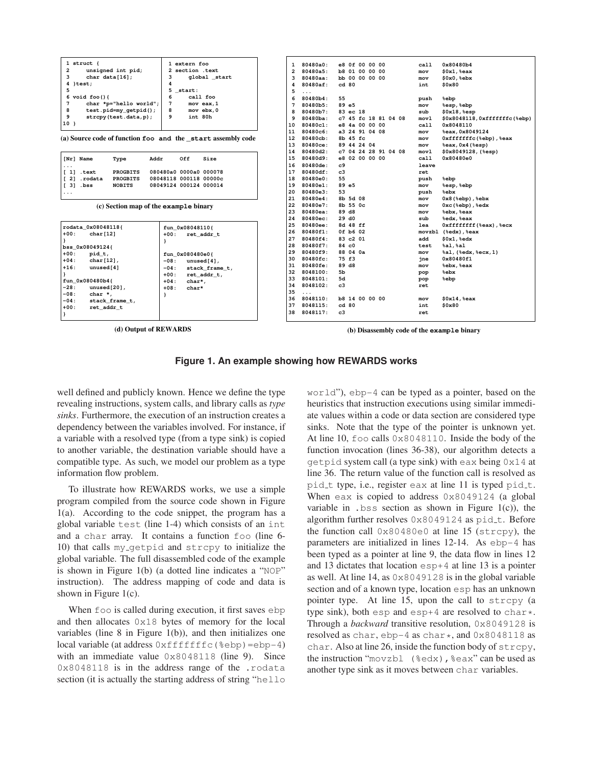```
1 struct {
2     unsigned int pid;
3     char data[16];
4 }test;
5
6 void foo(){
7     char *p="hello world";
8     test.pid=my_getpid();
9     strcpy(test.data,p);
10 }
```

```
1 extern foo
2 section .text
3     global _start
4
5 _start:
6     call foo
7     mov eax,1
8     mov ebx,0
9     int 80h
```

(a) Source code of function `foo` and the `_start` assembly code

```
[Nr] Name       Type       Addr     Off    Size
...
[ 1] .text      PROGBITS   080480a0 0000a0 000078
[ 2] .rodata    PROGBITS   08048118 000118 00000c
[ 3] .bss       NOBITS     08049124 000124 000014
...
```

(c) Section map of the `example` binary

```
rodata_0x08048118{
+00:    char[12]
}
bss_0x08049124{
+00:    pid_t,
+04:    char[12],
+16:    unused[4]
}
fun_0x080480b4{
-28:    unused[20],
-08:    char *,
-04:    stack_frame_t,
+00:    ret_addr_t
}
```

```
fun_0x08048110{
+00:    ret_addr_t
}

fun_0x080480e0{
-08:    unused[4],
-04:    stack_frame_t,
+00:    ret_addr_t,
+04:    char*,
+08:    char*
}
```

(d) Output of REWARDS

```
1  80480a0:  e8 0f 00 00 00          call   0x80480b4
2  80480a5:  b8 01 00 00 00          mov    $0x1,%eax
3  80480aa:  bb 00 00 00 00          mov    $0x0,%ebx
4  80480af:  cd 80                   int    $0x80
5  ...
6  80480b4:  55                      push   %ebp
7  80480b5:  89 e5                   mov    %esp,%ebp
8  80480b7:  83 ec 18                sub    $0x18,%esp
9  80480ba:  c7 45 fc 18 81 04 08    movl   $0x8048118,0xfffffffc(%ebp)
10 80480c1:  e8 4a 00 00 00          call   0x8048110
11 80480c6:  a3 24 91 04 08          mov    %eax,0x8049124
12 80480cb:  8b 45 fc                mov    0xfffffffc(%ebp),%eax
13 80480ce:  89 44 24 04             mov    %eax,0x4(%esp)
14 80480d2:  c7 04 24 28 91 04 08    movl   $0x8049128,(%esp)
15 80480d9:  e8 02 00 00 00          call   0x80480e0
16 80480de:  c9                      leave
17 80480df:  c3                      ret
18 80480e0:  55                      push   %ebp
19 80480e1:  89 e5                   mov    %esp,%ebp
20 80480e3:  53                      push   %ebx
21 80480e4:  8b 5d 08                mov    0x8(%ebp),%ebx
22 80480e7:  8b 55 0c                mov    0xc(%ebp),%edx
23 80480ea:  89 d8                   mov    %ebx,%eax
24 80480ec:  29 d0                   sub    %edx,%eax
25 80480ee:  8d 48 ff                lea    0xffffffff(%eax),%ecx
26 80480f1:  0f b6 02                movzbl (%edx),%eax
27 80480f4:  83 c2 01                add    $0x1,%edx
28 80480f7:  84 c0                   test   %al,%al
29 80480f9:  88 04 0a                mov    %al,(%edx,%ecx,1)
30 80480fc:  75 f3                   jne    0x80480f1
31 80480fe:  89 d8                   mov    %ebx,%eax
32 8048100:  5b                      pop    %ebx
33 8048101:  5d                      pop    %ebp
34 8048102:  c3                      ret
35 ...
36 8048110:  b8 14 00 00 00          mov    $0x14,%eax
37 8048115:  cd 80                   int    $0x80
38 8048117:  c3                      ret
```

(b) Disassembly code of the `example` binary

**Figure 1. An example showing how REWARDS works**

well defined and publicly known. Hence we define the type revealing instructions, system calls, and library calls as *type sinks*. Furthermore, the execution of an instruction creates a dependency between the variables involved. For instance, if a variable with a resolved type (from a type sink) is copied to another variable, the destination variable should have a compatible type. As such, we model our problem as a type information flow problem.

To illustrate how REWARDS works, we use a simple program compiled from the source code shown in Figure 1(a). According to the code snippet, the program has a global variable `test` (line 1-4) which consists of an `int` and a `char` array. It contains a function `foo` (line 6-10) that calls `my_getpid` and `strcpy` to initialize the global variable. The full disassembled code of the example is shown in Figure 1(b) (a dotted line indicates a "`NOP`" instruction). The address mapping of code and data is shown in Figure 1(c).

When `foo` is called during execution, it first saves `ebp` and then allocates `0x18` bytes of memory for the local variables (line 8 in Figure 1(b)), and then initializes one local variable (at address `0xfffffffc(%ebp)=ebp-4`) with an immediate value `0x8048118` (line 9). Since `0x8048118` is in the address range of the `.rodata` section (it is actually the starting address of string "`hello world`"), `ebp-4` can be typed as a pointer, based on the heuristics that instruction executions using similar immediate values within a code or data section are considered type sinks. Note that the type of the pointer is unknown yet. At line 10, `foo` calls `0x8048110`. Inside the body of the function invocation (lines 36-38), our algorithm detects a `getpid` system call (a type sink) with `eax` being `0x14` at line 36. The return value of the function call is resolved as `pid_t` type, i.e., register `eax` at line 11 is typed `pid_t`. When `eax` is copied to address `0x8049124` (a global variable in `.bss` section as shown in Figure 1(c)), the algorithm further resolves `0x8049124` as `pid_t`. Before the function call `0x80480e0` at line 15 (`strcpy`), the parameters are initialized in lines 12-14. As `ebp-4` has been typed as a pointer at line 9, the data flow in lines 12 and 13 dictates that location `esp+4` at line 13 is a pointer as well. At line 14, as `0x8049128` is in the global variable section and of a known type, location `esp` has an unknown pointer type. At line 15, upon the call to `strcpy` (a type sink), both `esp` and `esp+4` are resolved to `char*`. Through a *backward* transitive resolution, `0x8049128` is resolved as `char`, `ebp-4` as `char*`, and `0x8048118` as `char`. Also at line 26, inside the function body of `strcpy`, the instruction "`movzbl (%edx),%eax`" can be used as another type sink as it moves between `char` variables.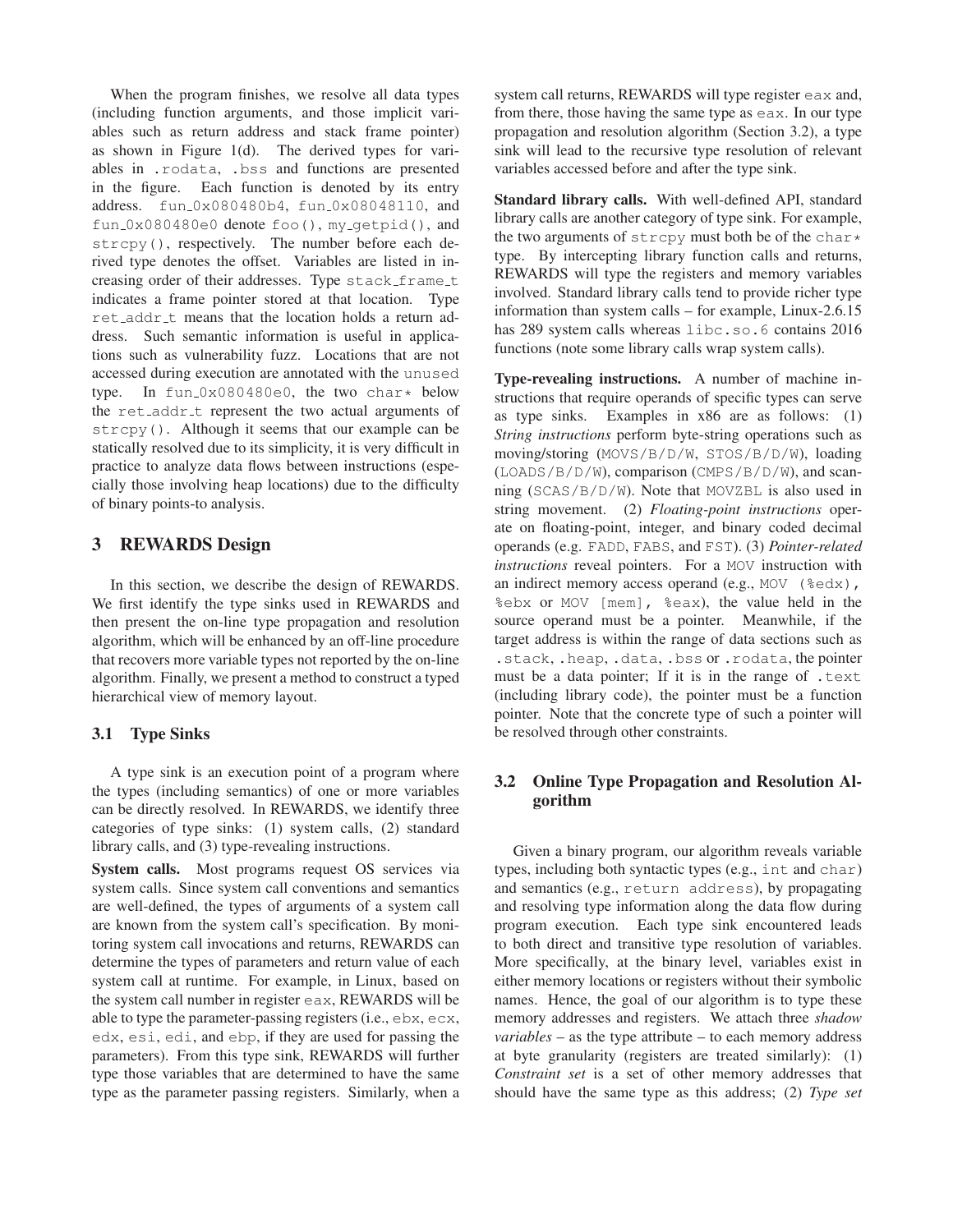When the program finishes, we resolve all data types (including function arguments, and those implicit variables such as return address and stack frame pointer) as shown in Figure 1(d). The derived types for variables in .rodata, .bss and functions are presented in the figure. Each function is denoted by its entry address. fun_0x080480b4, fun_0x08048110, and fun_0x080480e0 denote foo(), my_getpid(), and strcpy(), respectively. The number before each derived type denotes the offset. Variables are listed in increasing order of their addresses. Type stack_frame_t indicates a frame pointer stored at that location. Type ret_addr_t means that the location holds a return address. Such semantic information is useful in applications such as vulnerability fuzz. Locations that are not accessed during execution are annotated with the unused type. In fun_0x080480e0, the two char* below the ret_addr_t represent the two actual arguments of strcpy(). Although it seems that our example can be statically resolved due to its simplicity, it is very difficult in practice to analyze data flows between instructions (especially those involving heap locations) due to the difficulty of binary points-to analysis.

## 3 REWARDS Design

In this section, we describe the design of REWARDS. We first identify the type sinks used in REWARDS and then present the on-line type propagation and resolution algorithm, which will be enhanced by an off-line procedure that recovers more variable types not reported by the on-line algorithm. Finally, we present a method to construct a typed hierarchical view of memory layout.

### 3.1 Type Sinks

A type sink is an execution point of a program where the types (including semantics) of one or more variables can be directly resolved. In REWARDS, we identify three categories of type sinks: (1) system calls, (2) standard library calls, and (3) type-revealing instructions.

**System calls.** Most programs request OS services via system calls. Since system call conventions and semantics are well-defined, the types of arguments of a system call are known from the system call's specification. By monitoring system call invocations and returns, REWARDS can determine the types of parameters and return value of each system call at runtime. For example, in Linux, based on the system call number in register eax, REWARDS will be able to type the parameter-passing registers (i.e., ebx, ecx, edx, esi, edi, and ebp, if they are used for passing the parameters). From this type sink, REWARDS will further type those variables that are determined to have the same type as the parameter passing registers. Similarly, when a system call returns, REWARDS will type register eax and, from there, those having the same type as eax. In our type propagation and resolution algorithm (Section 3.2), a type sink will lead to the recursive type resolution of relevant variables accessed before and after the type sink.

**Standard library calls.** With well-defined API, standard library calls are another category of type sink. For example, the two arguments of strcpy must both be of the char* type. By intercepting library function calls and returns, REWARDS will type the registers and memory variables involved. Standard library calls tend to provide richer type information than system calls – for example, Linux-2.6.15 has 289 system calls whereas libc.so.6 contains 2016 functions (note some library calls wrap system calls).

**Type-revealing instructions.** A number of machine instructions that require operands of specific types can serve as type sinks. Examples in x86 are as follows: (1) *String instructions* perform byte-string operations such as moving/storing (MOVS/B/D/W, STOS/B/D/W), loading (LOADS/B/D/W), comparison (CMPS/B/D/W), and scanning (SCAS/B/D/W). Note that MOVZBL is also used in string movement. (2) *Floating-point instructions* operate on floating-point, integer, and binary coded decimal operands (e.g. FADD, FABS, and FST). (3) *Pointer-related instructions* reveal pointers. For a MOV instruction with an indirect memory access operand (e.g., MOV (%edx), %ebx or MOV [mem], %eax), the value held in the source operand must be a pointer. Meanwhile, if the target address is within the range of data sections such as .stack, .heap, .data, .bss or .rodata, the pointer must be a data pointer; If it is in the range of .text (including library code), the pointer must be a function pointer. Note that the concrete type of such a pointer will be resolved through other constraints.

### 3.2 Online Type Propagation and Resolution Algorithm

Given a binary program, our algorithm reveals variable types, including both syntactic types (e.g., int and char) and semantics (e.g., return address), by propagating and resolving type information along the data flow during program execution. Each type sink encountered leads to both direct and transitive type resolution of variables. More specifically, at the binary level, variables exist in either memory locations or registers without their symbolic names. Hence, the goal of our algorithm is to type these memory addresses and registers. We attach three *shadow variables* – as the type attribute – to each memory address at byte granularity (registers are treated similarly): (1) *Constraint set* is a set of other memory addresses that should have the same type as this address; (2) *Type set*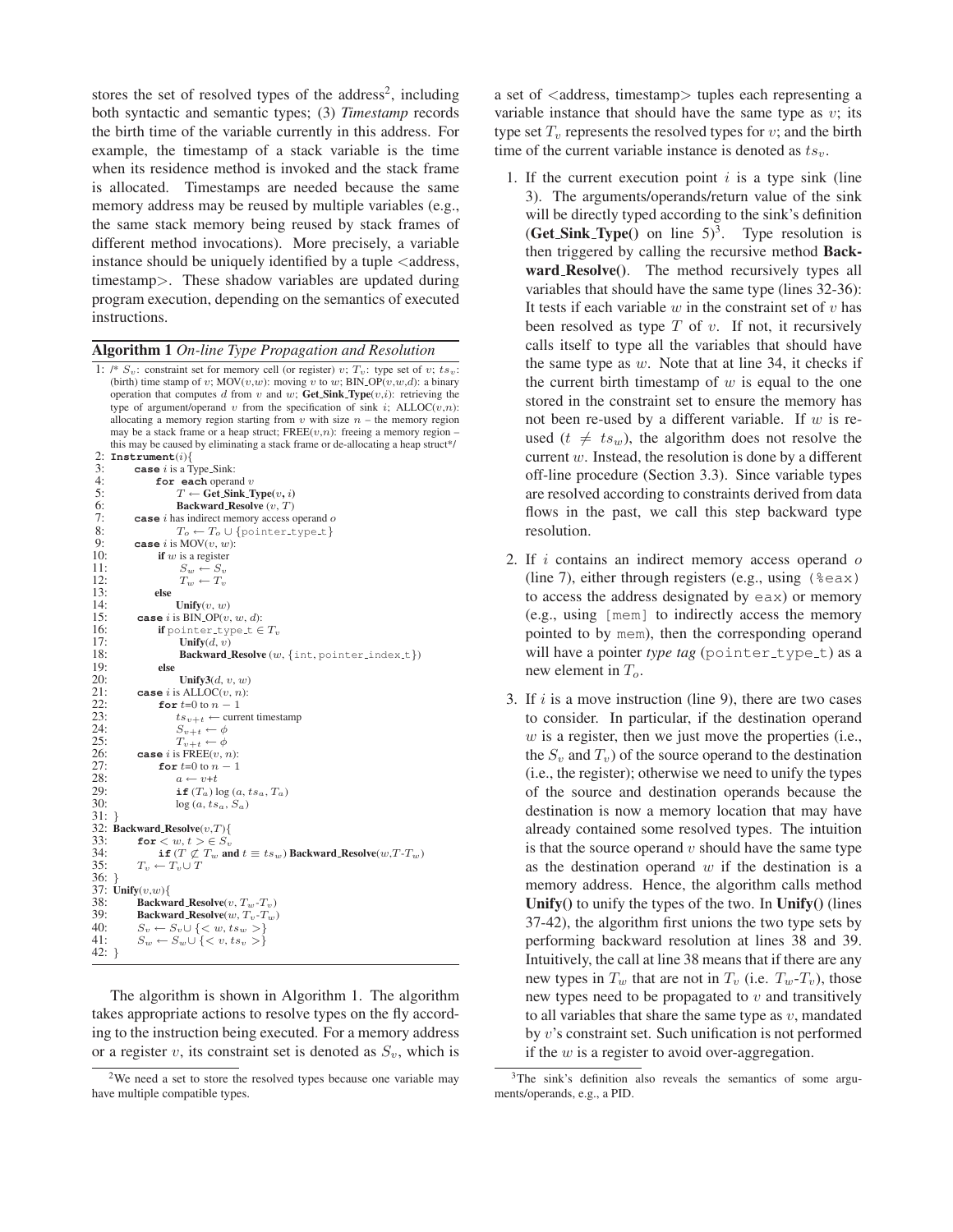stores the set of resolved types of the address[2], including both syntactic and semantic types; (3) *Timestamp* records the birth time of the variable currently in this address. For example, the timestamp of a stack variable is the time when its residence method is invoked and the stack frame is allocated. Timestamps are needed because the same memory address may be reused by multiple variables (e.g., the same stack memory being reused by stack frames of different method invocations). More precisely, a variable instance should be uniquely identified by a tuple <address, timestamp>. These shadow variables are updated during program execution, depending on the semantics of executed instructions.

**Algorithm 1** *On-line Type Propagation and Resolution*

```
1: /* S_v: constraint set for memory cell (or register) v; T_v: type set of v; ts_v:
   (birth) time stamp of v; MOV(v,w): moving v to w; BIN_OP(v,w,d): a binary
   operation that computes d from v and w; Get_Sink_Type(v,i): retrieving the
   type of argument/operand v from the specification of sink i; ALLOC(v,n):
   allocating a memory region starting from v with size n – the memory region
   may be a stack frame or a heap struct; FREE(v,n): freeing a memory region –
   this may be caused by eliminating a stack frame or de-allocating a heap struct*/
2: Instrument(i){
3:     case i is a Type_Sink:
4:         for each operand v
5:             T ← Get_Sink_Type(v, i)
6:             Backward_Resolve (v, T)
7:     case i has indirect memory access operand o
8:             T_o ← T_o ∪ {pointer_type_t}
9:     case i is MOV(v, w):
10:        if w is a register
11:            S_w ← S_v
12:            T_w ← T_v
13:        else
14:            Unify(v, w)
15:    case i is BIN_OP(v, w, d):
16:        if pointer_type_t ∈ T_v
17:            Unify(d, v)
18:            Backward_Resolve (w, {int, pointer_index_t})
19:        else
20:            Unify3(d, v, w)
21:    case i is ALLOC(v, n):
22:        for t=0 to n − 1
23:            ts_{v+t} ← current timestamp
24:            S_{v+t} ← φ
25:            T_{v+t} ← φ
26:    case i is FREE(v, n):
27:        for t=0 to n − 1
28:            a ← v+t
29:            if (T_a) log (a, ts_a, T_a)
30:            log (a, ts_a, S_a)
31: }
32: Backward_Resolve(v,T){
33:     for < w, t > ∈ S_v
34:         if (T ⊄ T_w and t ≡ ts_w) Backward_Resolve(w,T-T_w)
35:     T_v ← T_v ∪ T
36: }
37: Unify(v,w){
38:     Backward_Resolve(v, T_w-T_v)
39:     Backward_Resolve(w, T_v-T_w)
40:     S_v ← S_v ∪ {< w, ts_w >}
41:     S_w ← S_w ∪ {< v, ts_v >}
42: }
```

The algorithm is shown in Algorithm 1. The algorithm takes appropriate actions to resolve types on the fly according to the instruction being executed. For a memory address or a register $v$, its constraint set is denoted as $S_v$, which is a set of <address, timestamp> tuples each representing a variable instance that should have the same type as $v$; its type set $T_v$ represents the resolved types for $v$; and the birth time of the current variable instance is denoted as $ts_v$.

1. If the current execution point $i$ is a type sink (line 3). The arguments/operands/return value of the sink will be directly typed according to the sink's definition (**Get_Sink_Type()** on line 5)[3]. Type resolution is then triggered by calling the recursive method **Backward_Resolve()**. The method recursively types all variables that should have the same type (lines 32-36): It tests if each variable $w$ in the constraint set of $v$ has been resolved as type $T$ of $v$. If not, it recursively calls itself to type all the variables that should have the same type as $w$. Note that at line 34, it checks if the current birth timestamp of $w$ is equal to the one stored in the constraint set to ensure the memory has not been re-used by a different variable. If $w$ is re-used ($t \neq ts_w$), the algorithm does not resolve the current $w$. Instead, the resolution is done by a different off-line procedure (Section 3.3). Since variable types are resolved according to constraints derived from data flows in the past, we call this step backward type resolution.

2. If $i$ contains an indirect memory access operand $o$ (line 7), either through registers (e.g., using (%eax) to access the address designated by eax) or memory (e.g., using [mem] to indirectly access the memory pointed to by mem), then the corresponding operand will have a pointer *type tag* (pointer_type_t) as a new element in $T_o$.

3. If $i$ is a move instruction (line 9), there are two cases to consider. In particular, if the destination operand $w$ is a register, then we just move the properties (i.e., the $S_v$ and $T_v$) of the source operand to the destination (i.e., the register); otherwise we need to unify the types of the source and destination operands because the destination is now a memory location that may have already contained some resolved types. The intuition is that the source operand $v$ should have the same type as the destination operand $w$ if the destination is a memory address. Hence, the algorithm calls method **Unify()** to unify the types of the two. In **Unify()** (lines 37-42), the algorithm first unions the two type sets by performing backward resolution at lines 38 and 39. Intuitively, the call at line 38 means that if there are any new types in $T_w$ that are not in $T_v$ (i.e. $T_w$-$T_v$), those new types need to be propagated to $v$ and transitively to all variables that share the same type as $v$, mandated by $v$'s constraint set. Such unification is not performed if the $w$ is a register to avoid over-aggregation.

[2] We need a set to store the resolved types because one variable may have multiple compatible types.

[3] The sink's definition also reveals the semantics of some arguments/operands, e.g., a PID.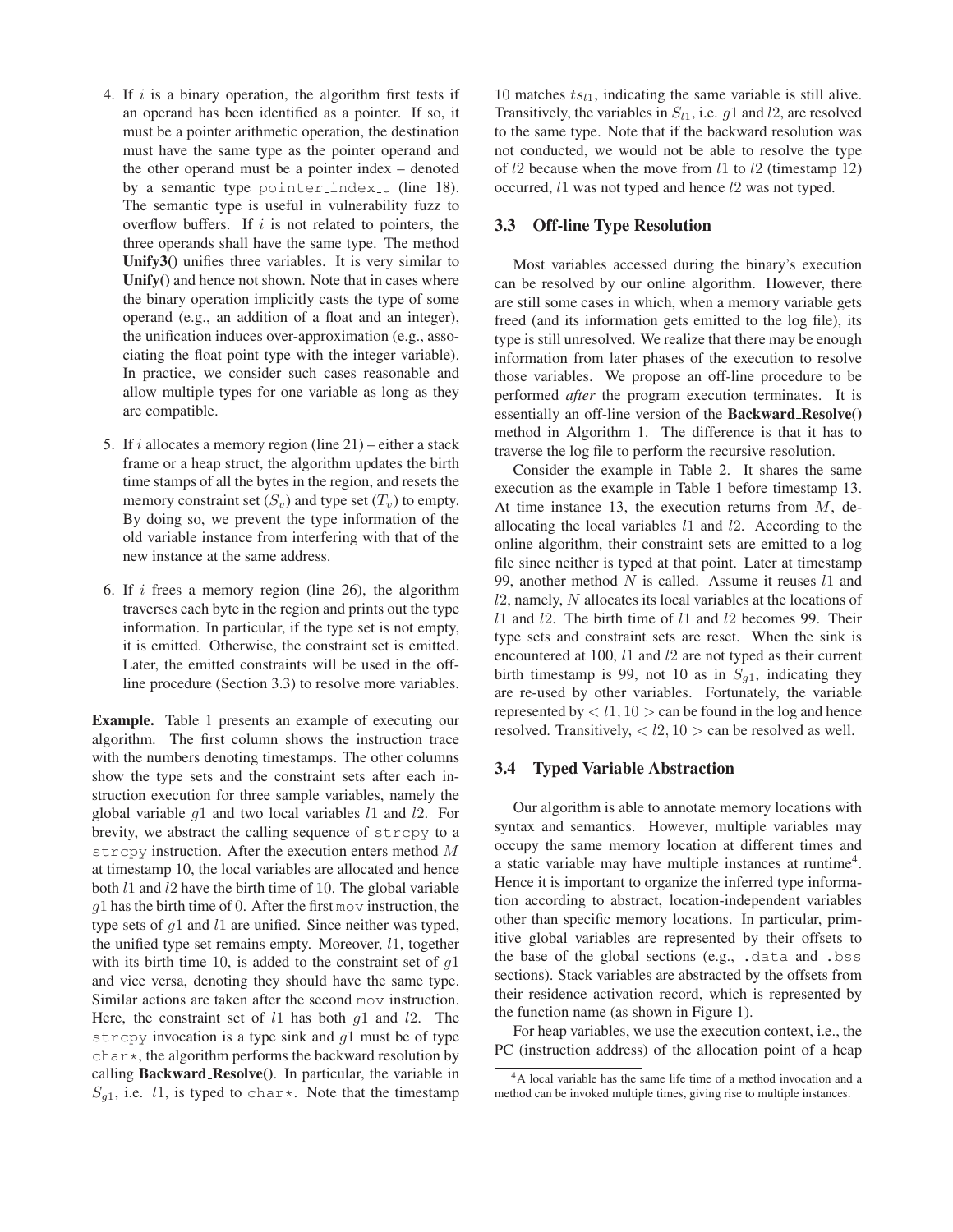4. If $i$ is a binary operation, the algorithm first tests if an operand has been identified as a pointer. If so, it must be a pointer arithmetic operation, the destination must have the same type as the pointer operand and the other operand must be a pointer index – denoted by a semantic type `pointer_index_t` (line 18). The semantic type is useful in vulnerability fuzz to overflow buffers. If $i$ is not related to pointers, the three operands shall have the same type. The method **Unify3()** unifies three variables. It is very similar to **Unify()** and hence not shown. Note that in cases where the binary operation implicitly casts the type of some operand (e.g., an addition of a float and an integer), the unification induces over-approximation (e.g., associating the float point type with the integer variable). In practice, we consider such cases reasonable and allow multiple types for one variable as long as they are compatible.

5. If $i$ allocates a memory region (line 21) – either a stack frame or a heap struct, the algorithm updates the birth time stamps of all the bytes in the region, and resets the memory constraint set ($S_v$) and type set ($T_v$) to empty. By doing so, we prevent the type information of the old variable instance from interfering with that of the new instance at the same address.

6. If $i$ frees a memory region (line 26), the algorithm traverses each byte in the region and prints out the type information. In particular, if the type set is not empty, it is emitted. Otherwise, the constraint set is emitted. Later, the emitted constraints will be used in the off-line procedure (Section 3.3) to resolve more variables.

**Example.** Table 1 presents an example of executing our algorithm. The first column shows the instruction trace with the numbers denoting timestamps. The other columns show the type sets and the constraint sets after each instruction execution for three sample variables, namely the global variable $g1$ and two local variables $l1$ and $l2$. For brevity, we abstract the calling sequence of `strcpy` to a `strcpy` instruction. After the execution enters method $M$ at timestamp 10, the local variables are allocated and hence both $l1$ and $l2$ have the birth time of 10. The global variable $g1$ has the birth time of 0. After the first `mov` instruction, the type sets of $g1$ and $l1$ are unified. Since neither was typed, the unified type set remains empty. Moreover, $l1$, together with its birth time 10, is added to the constraint set of $g1$ and vice versa, denoting they should have the same type. Similar actions are taken after the second `mov` instruction. Here, the constraint set of $l1$ has both $g1$ and $l2$. The `strcpy` invocation is a type sink and $g1$ must be of type `char*`, the algorithm performs the backward resolution by calling **Backward_Resolve()**. In particular, the variable in $S_{g1}$, i.e. $l1$, is typed to `char*`. Note that the timestamp 10 matches $ts_{l1}$, indicating the same variable is still alive. Transitively, the variables in $S_{l1}$, i.e. $g1$ and $l2$, are resolved to the same type. Note that if the backward resolution was not conducted, we would not be able to resolve the type of $l2$ because when the move from $l1$ to $l2$ (timestamp 12) occurred, $l1$ was not typed and hence $l2$ was not typed.

### 3.3 Off-line Type Resolution

Most variables accessed during the binary's execution can be resolved by our online algorithm. However, there are still some cases in which, when a memory variable gets freed (and its information gets emitted to the log file), its type is still unresolved. We realize that there may be enough information from later phases of the execution to resolve those variables. We propose an off-line procedure to be performed *after* the program execution terminates. It is essentially an off-line version of the **Backward_Resolve()** method in Algorithm 1. The difference is that it has to traverse the log file to perform the recursive resolution.

Consider the example in Table 2. It shares the same execution as the example in Table 1 before timestamp 13. At time instance 13, the execution returns from $M$, deallocating the local variables $l1$ and $l2$. According to the online algorithm, their constraint sets are emitted to a log file since neither is typed at that point. Later at timestamp 99, another method $N$ is called. Assume it reuses $l1$ and $l2$, namely, $N$ allocates its local variables at the locations of $l1$ and $l2$. The birth time of $l1$ and $l2$ becomes 99. Their type sets and constraint sets are reset. When the sink is encountered at 100, $l1$ and $l2$ are not typed as their current birth timestamp is 99, not 10 as in $S_{g1}$, indicating they are re-used by other variables. Fortunately, the variable represented by $< l1, 10 >$ can be found in the log and hence resolved. Transitively, $< l2, 10 >$ can be resolved as well.

### 3.4 Typed Variable Abstraction

Our algorithm is able to annotate memory locations with syntax and semantics. However, multiple variables may occupy the same memory location at different times and a static variable may have multiple instances at runtime[4]. Hence it is important to organize the inferred type information according to abstract, location-independent variables other than specific memory locations. In particular, primitive global variables are represented by their offsets to the base of the global sections (e.g., `.data` and `.bss` sections). Stack variables are abstracted by the offsets from their residence activation record, which is represented by the function name (as shown in Figure 1).

For heap variables, we use the execution context, i.e., the PC (instruction address) of the allocation point of a heap

[4]A local variable has the same life time of a method invocation and a method can be invoked multiple times, giving rise to multiple instances.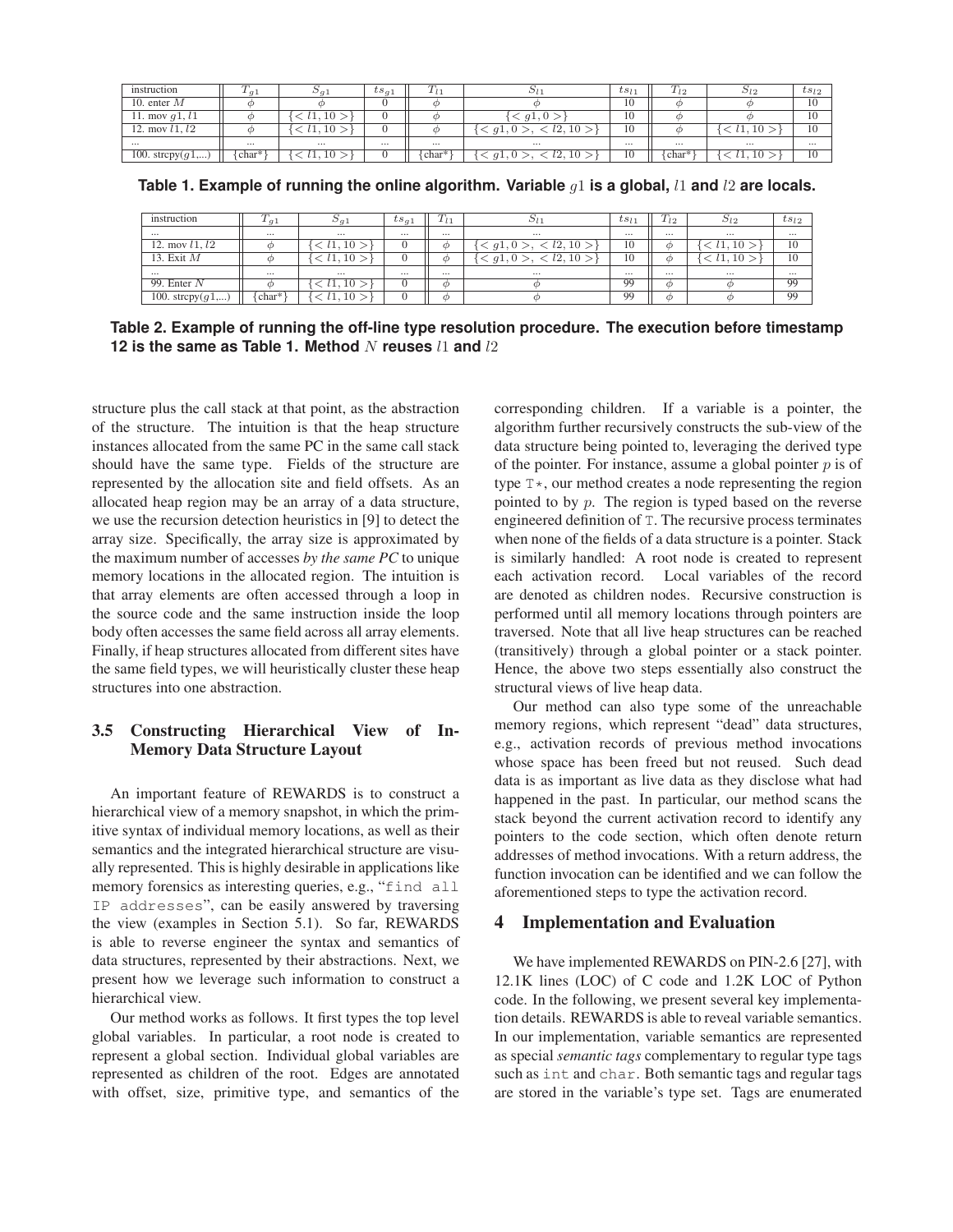| instruction | $T_{g1}$ | $S_{g1}$ | $ts_{g1}$ | $T_{l1}$ | $S_{l1}$ | $ts_{l1}$ | $T_{l2}$ | $S_{l2}$ | $ts_{l2}$ |
|---|---|---|---|---|---|---|---|---|---|
| 10. enter $M$ | $\phi$ | $\phi$ | 0 | $\phi$ | $\phi$ | 10 | $\phi$ | $\phi$ | 10 |
| 11. mov $g1, l1$ | $\phi$ | $\{<l1, 10>\}$ | 0 | $\phi$ | $\{<g1, 0>\}$ | 10 | $\phi$ | $\phi$ | 10 |
| 12. mov $l1, l2$ | $\phi$ | $\{<l1, 10>\}$ | 0 | $\phi$ | $\{<g1, 0>, <l2, 10>\}$ | 10 | $\phi$ | $\{<l1, 10>\}$ | 10 |
| ... | ... | ... | ... | ... | ... | ... | ... | ... | ... |
| 100. strcpy($g1$,...) | {char*} | $\{<l1, 10>\}$ | 0 | {char*} | $\{<g1, 0>, <l2, 10>\}$ | 10 | {char*} | $\{<l1, 10>\}$ | 10 |

**Table 1. Example of running the online algorithm. Variable $g1$ is a global, $l1$ and $l2$ are locals.**

| instruction | $T_{g1}$ | $S_{g1}$ | $ts_{g1}$ | $T_{l1}$ | $S_{l1}$ | $ts_{l1}$ | $T_{l2}$ | $S_{l2}$ | $ts_{l2}$ |
|---|---|---|---|---|---|---|---|---|---|
| ... | ... | ... | ... | ... | ... | ... | ... | ... | ... |
| 12. mov $l1, l2$ | $\phi$ | $\{<l1, 10>\}$ | 0 | $\phi$ | $\{<g1, 0>, <l2, 10>\}$ | 10 | $\phi$ | $\{<l1, 10>\}$ | 10 |
| 13. Exit $M$ | $\phi$ | $\{<l1, 10>\}$ | 0 | $\phi$ | $\{<g1, 0>, <l2, 10>\}$ | 10 | $\phi$ | $\{<l1, 10>\}$ | 10 |
| ... | ... | ... | ... | ... | ... | ... | ... | ... | ... |
| 99. Enter $N$ | $\phi$ | $\{<l1, 10>\}$ | 0 | $\phi$ | $\phi$ | 99 | $\phi$ | $\phi$ | 99 |
| 100. strcpy($g1$,...) | {char*} | $\{<l1, 10>\}$ | 0 | $\phi$ | $\phi$ | 99 | $\phi$ | $\phi$ | 99 |

**Table 2. Example of running the off-line type resolution procedure. The execution before timestamp 12 is the same as Table 1. Method $N$ reuses $l1$ and $l2$**

structure plus the call stack at that point, as the abstraction of the structure. The intuition is that the heap structure instances allocated from the same PC in the same call stack should have the same type. Fields of the structure are represented by the allocation site and field offsets. As an allocated heap region may be an array of a data structure, we use the recursion detection heuristics in [9] to detect the array size. Specifically, the array size is approximated by the maximum number of accesses *by the same PC* to unique memory locations in the allocated region. The intuition is that array elements are often accessed through a loop in the source code and the same instruction inside the loop body often accesses the same field across all array elements. Finally, if heap structures allocated from different sites have the same field types, we will heuristically cluster these heap structures into one abstraction.

### 3.5 Constructing Hierarchical View of In-Memory Data Structure Layout

An important feature of REWARDS is to construct a hierarchical view of a memory snapshot, in which the primitive syntax of individual memory locations, as well as their semantics and the integrated hierarchical structure are visually represented. This is highly desirable in applications like memory forensics as interesting queries, e.g., "find all IP addresses", can be easily answered by traversing the view (examples in Section 5.1). So far, REWARDS is able to reverse engineer the syntax and semantics of data structures, represented by their abstractions. Next, we present how we leverage such information to construct a hierarchical view.

Our method works as follows. It first types the top level global variables. In particular, a root node is created to represent a global section. Individual global variables are represented as children of the root. Edges are annotated with offset, size, primitive type, and semantics of the corresponding children. If a variable is a pointer, the algorithm further recursively constructs the sub-view of the data structure being pointed to, leveraging the derived type of the pointer. For instance, assume a global pointer $p$ is of type T*, our method creates a node representing the region pointed to by $p$. The region is typed based on the reverse engineered definition of T. The recursive process terminates when none of the fields of a data structure is a pointer. Stack is similarly handled: A root node is created to represent each activation record. Local variables of the record are denoted as children nodes. Recursive construction is performed until all memory locations through pointers are traversed. Note that all live heap structures can be reached (transitively) through a global pointer or a stack pointer. Hence, the above two steps essentially also construct the structural views of live heap data.

Our method can also type some of the unreachable memory regions, which represent "dead" data structures, e.g., activation records of previous method invocations whose space has been freed but not reused. Such dead data is as important as live data as they disclose what had happened in the past. In particular, our method scans the stack beyond the current activation record to identify any pointers to the code section, which often denote return addresses of method invocations. With a return address, the function invocation can be identified and we can follow the aforementioned steps to type the activation record.

## 4 Implementation and Evaluation

We have implemented REWARDS on PIN-2.6 [27], with 12.1K lines (LOC) of C code and 1.2K LOC of Python code. In the following, we present several key implementation details. REWARDS is able to reveal variable semantics. In our implementation, variable semantics are represented as special *semantic tags* complementary to regular type tags such as int and char. Both semantic tags and regular tags are stored in the variable's type set. Tags are enumerated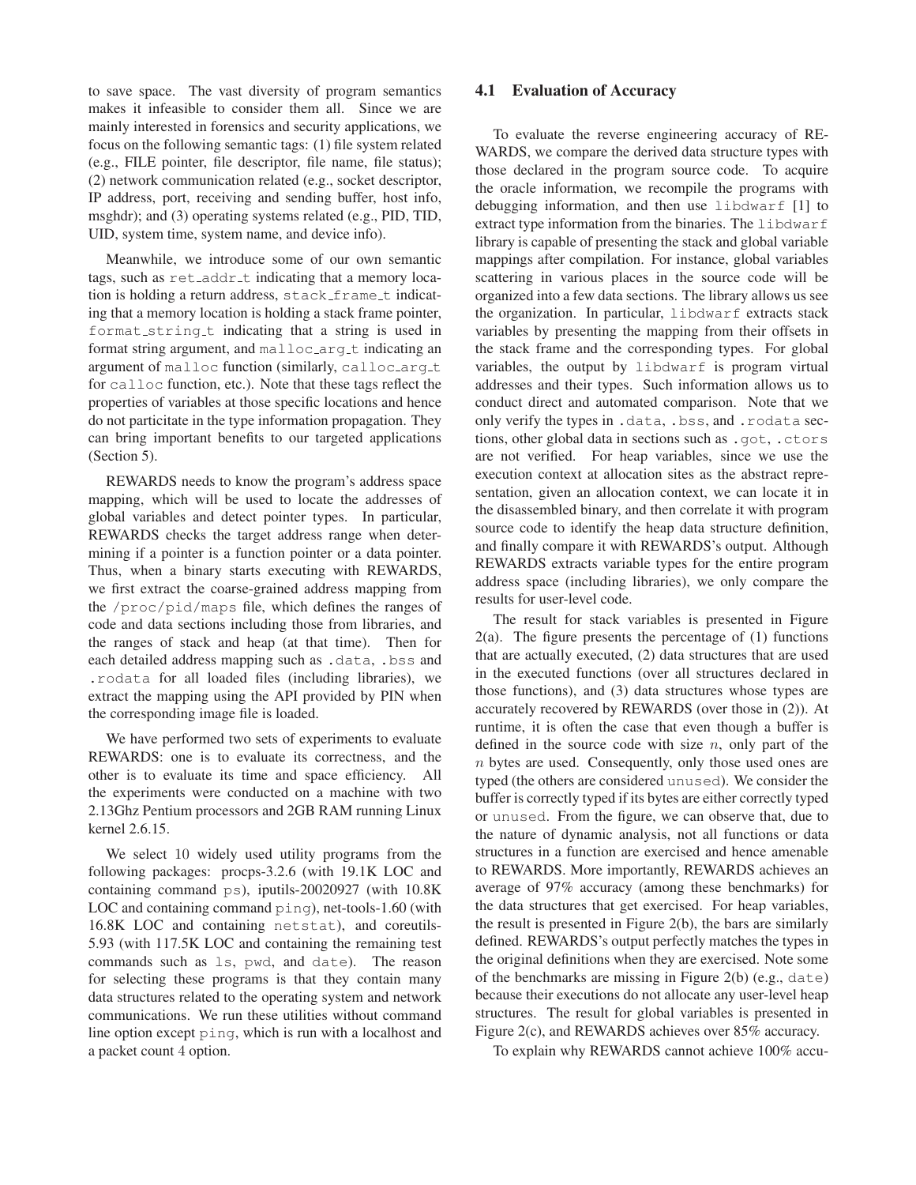to save space. The vast diversity of program semantics makes it infeasible to consider them all. Since we are mainly interested in forensics and security applications, we focus on the following semantic tags: (1) file system related (e.g., FILE pointer, file descriptor, file name, file status); (2) network communication related (e.g., socket descriptor, IP address, port, receiving and sending buffer, host info, msghdr); and (3) operating systems related (e.g., PID, TID, UID, system time, system name, and device info).

Meanwhile, we introduce some of our own semantic tags, such as ret_addr_t indicating that a memory location is holding a return address, stack_frame_t indicating that a memory location is holding a stack frame pointer, format_string_t indicating that a string is used in format string argument, and malloc_arg_t indicating an argument of malloc function (similarly, calloc_arg_t for calloc function, etc.). Note that these tags reflect the properties of variables at those specific locations and hence do not particitate in the type information propagation. They can bring important benefits to our targeted applications (Section 5).

REWARDS needs to know the program's address space mapping, which will be used to locate the addresses of global variables and detect pointer types. In particular, REWARDS checks the target address range when determining if a pointer is a function pointer or a data pointer. Thus, when a binary starts executing with REWARDS, we first extract the coarse-grained address mapping from the /proc/pid/maps file, which defines the ranges of code and data sections including those from libraries, and the ranges of stack and heap (at that time). Then for each detailed address mapping such as .data, .bss and .rodata for all loaded files (including libraries), we extract the mapping using the API provided by PIN when the corresponding image file is loaded.

We have performed two sets of experiments to evaluate REWARDS: one is to evaluate its correctness, and the other is to evaluate its time and space efficiency. All the experiments were conducted on a machine with two 2.13Ghz Pentium processors and 2GB RAM running Linux kernel 2.6.15.

We select 10 widely used utility programs from the following packages: procps-3.2.6 (with 19.1K LOC and containing command ps), iputils-20020927 (with 10.8K LOC and containing command ping), net-tools-1.60 (with 16.8K LOC and containing netstat), and coreutils-5.93 (with 117.5K LOC and containing the remaining test commands such as ls, pwd, and date). The reason for selecting these programs is that they contain many data structures related to the operating system and network communications. We run these utilities without command line option except ping, which is run with a localhost and a packet count 4 option.

### 4.1 Evaluation of Accuracy

To evaluate the reverse engineering accuracy of REWARDS, we compare the derived data structure types with those declared in the program source code. To acquire the oracle information, we recompile the programs with debugging information, and then use libdwarf [1] to extract type information from the binaries. The libdwarf library is capable of presenting the stack and global variable mappings after compilation. For instance, global variables scattering in various places in the source code will be organized into a few data sections. The library allows us see the organization. In particular, libdwarf extracts stack variables by presenting the mapping from their offsets in the stack frame and the corresponding types. For global variables, the output by libdwarf is program virtual addresses and their types. Such information allows us to conduct direct and automated comparison. Note that we only verify the types in .data, .bss, and .rodata sections, other global data in sections such as .got, .ctors are not verified. For heap variables, since we use the execution context at allocation sites as the abstract representation, given an allocation context, we can locate it in the disassembled binary, and then correlate it with program source code to identify the heap data structure definition, and finally compare it with REWARDS's output. Although REWARDS extracts variable types for the entire program address space (including libraries), we only compare the results for user-level code.

The result for stack variables is presented in Figure 2(a). The figure presents the percentage of (1) functions that are actually executed, (2) data structures that are used in the executed functions (over all structures declared in those functions), and (3) data structures whose types are accurately recovered by REWARDS (over those in (2)). At runtime, it is often the case that even though a buffer is defined in the source code with size $n$, only part of the $n$ bytes are used. Consequently, only those used ones are typed (the others are considered unused). We consider the buffer is correctly typed if its bytes are either correctly typed or unused. From the figure, we can observe that, due to the nature of dynamic analysis, not all functions or data structures in a function are exercised and hence amenable to REWARDS. More importantly, REWARDS achieves an average of 97% accuracy (among these benchmarks) for the data structures that get exercised. For heap variables, the result is presented in Figure 2(b), the bars are similarly defined. REWARDS's output perfectly matches the types in the original definitions when they are exercised. Note some of the benchmarks are missing in Figure 2(b) (e.g., date) because their executions do not allocate any user-level heap structures. The result for global variables is presented in Figure 2(c), and REWARDS achieves over 85% accuracy.

To explain why REWARDS cannot achieve 100% accu-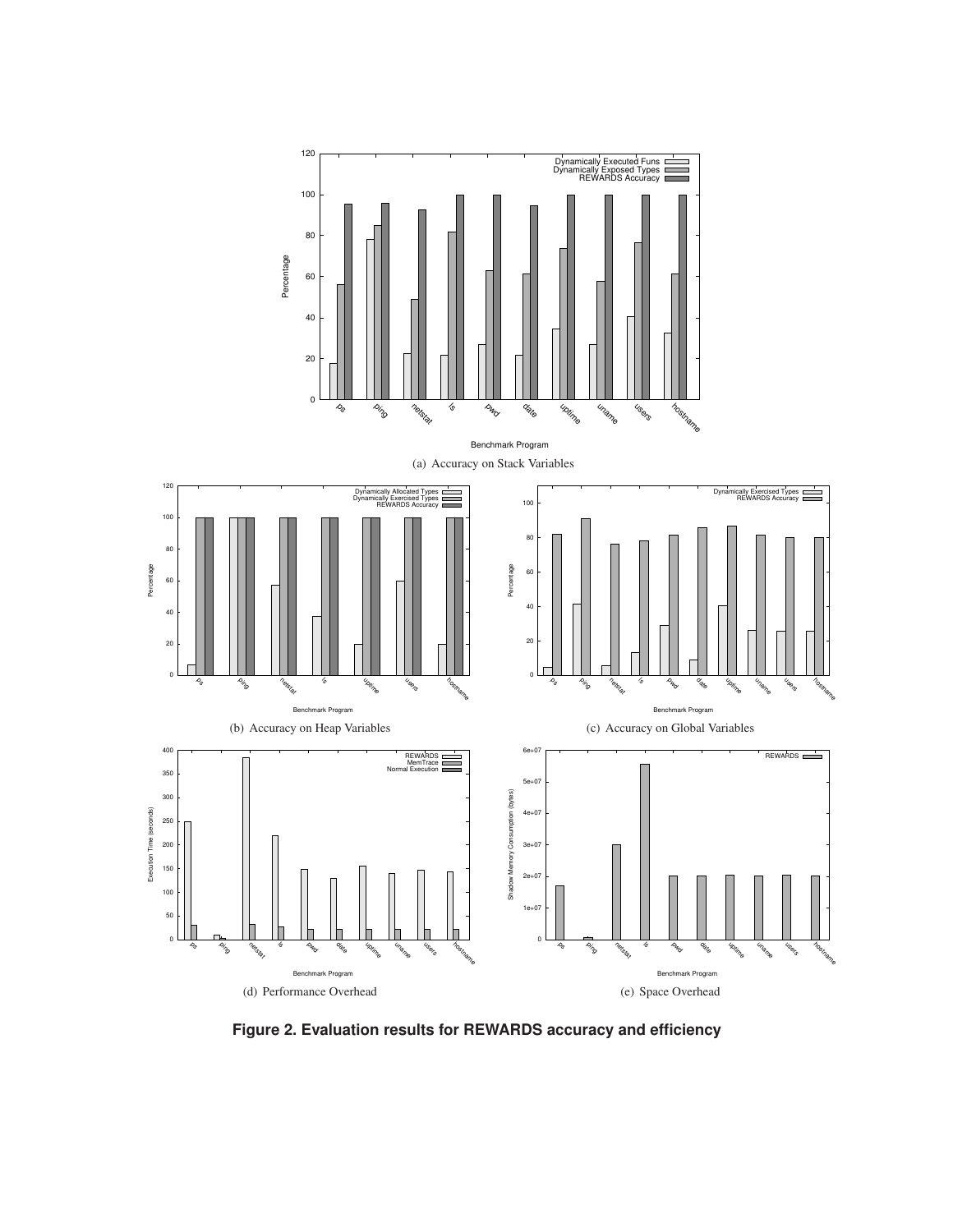(a) Accuracy on Stack Variables

(b) Accuracy on Heap Variables

(c) Accuracy on Global Variables

(d) Performance Overhead

(e) Space Overhead

**Figure 2. Evaluation results for REWARDS accuracy and efficiency**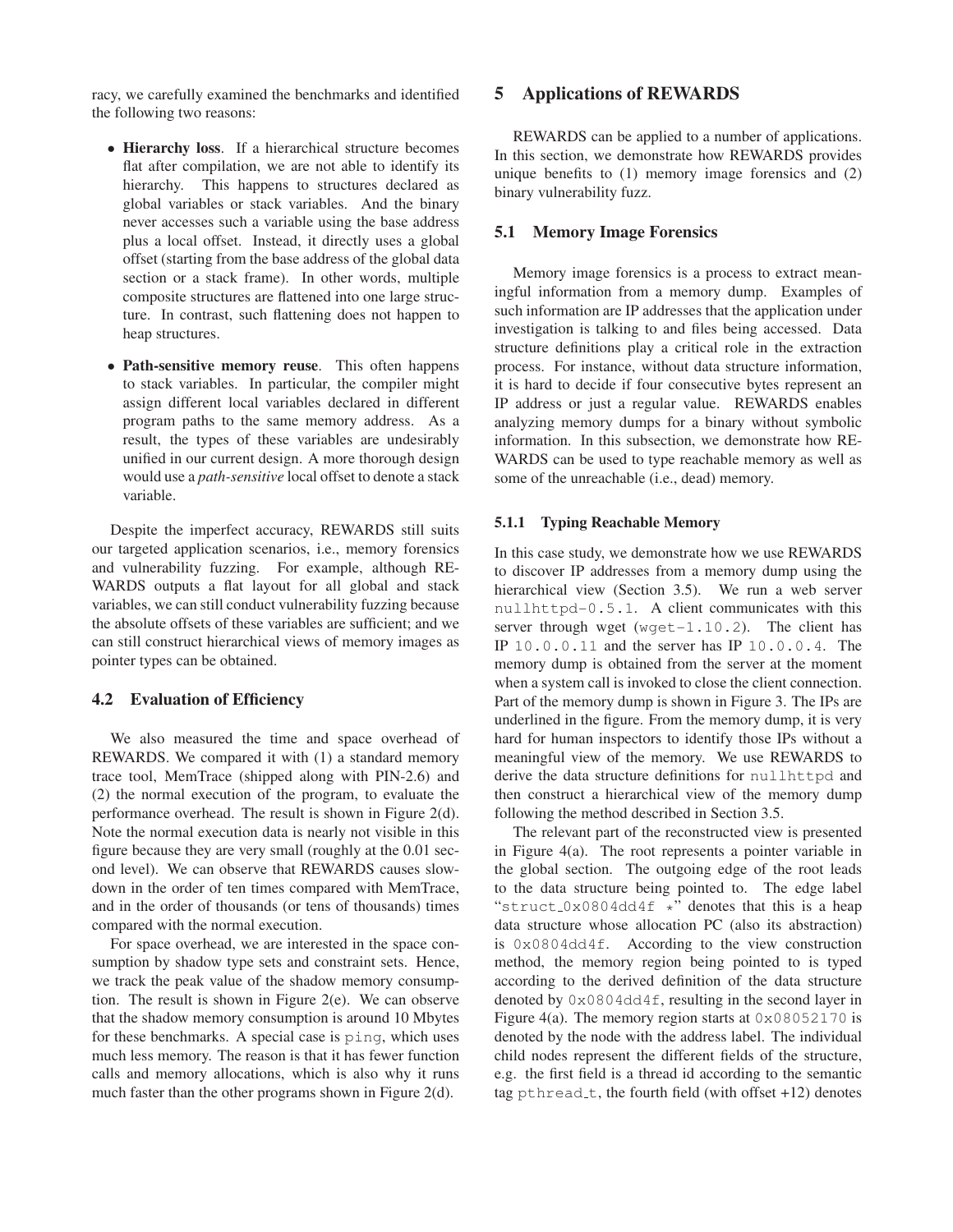racy, we carefully examined the benchmarks and identified the following two reasons:

- **Hierarchy loss**. If a hierarchical structure becomes flat after compilation, we are not able to identify its hierarchy. This happens to structures declared as global variables or stack variables. And the binary never accesses such a variable using the base address plus a local offset. Instead, it directly uses a global offset (starting from the base address of the global data section or a stack frame). In other words, multiple composite structures are flattened into one large structure. In contrast, such flattening does not happen to heap structures.
- **Path-sensitive memory reuse**. This often happens to stack variables. In particular, the compiler might assign different local variables declared in different program paths to the same memory address. As a result, the types of these variables are undesirably unified in our current design. A more thorough design would use a *path-sensitive* local offset to denote a stack variable.

Despite the imperfect accuracy, REWARDS still suits our targeted application scenarios, i.e., memory forensics and vulnerability fuzzing. For example, although REWARDS outputs a flat layout for all global and stack variables, we can still conduct vulnerability fuzzing because the absolute offsets of these variables are sufficient; and we can still construct hierarchical views of memory images as pointer types can be obtained.

### 4.2 Evaluation of Efficiency

We also measured the time and space overhead of REWARDS. We compared it with (1) a standard memory trace tool, MemTrace (shipped along with PIN-2.6) and (2) the normal execution of the program, to evaluate the performance overhead. The result is shown in Figure 2(d). Note the normal execution data is nearly not visible in this figure because they are very small (roughly at the 0.01 second level). We can observe that REWARDS causes slowdown in the order of ten times compared with MemTrace, and in the order of thousands (or tens of thousands) times compared with the normal execution.

For space overhead, we are interested in the space consumption by shadow type sets and constraint sets. Hence, we track the peak value of the shadow memory consumption. The result is shown in Figure 2(e). We can observe that the shadow memory consumption is around 10 Mbytes for these benchmarks. A special case is `ping`, which uses much less memory. The reason is that it has fewer function calls and memory allocations, which is also why it runs much faster than the other programs shown in Figure 2(d).

## 5 Applications of REWARDS

REWARDS can be applied to a number of applications. In this section, we demonstrate how REWARDS provides unique benefits to (1) memory image forensics and (2) binary vulnerability fuzz.

### 5.1 Memory Image Forensics

Memory image forensics is a process to extract meaningful information from a memory dump. Examples of such information are IP addresses that the application under investigation is talking to and files being accessed. Data structure definitions play a critical role in the extraction process. For instance, without data structure information, it is hard to decide if four consecutive bytes represent an IP address or just a regular value. REWARDS enables analyzing memory dumps for a binary without symbolic information. In this subsection, we demonstrate how REWARDS can be used to type reachable memory as well as some of the unreachable (i.e., dead) memory.

#### 5.1.1 Typing Reachable Memory

In this case study, we demonstrate how we use REWARDS to discover IP addresses from a memory dump using the hierarchical view (Section 3.5). We run a web server `nullhttpd-0.5.1`. A client communicates with this server through wget (`wget-1.10.2`). The client has IP `10.0.0.11` and the server has IP `10.0.0.4`. The memory dump is obtained from the server at the moment when a system call is invoked to close the client connection. Part of the memory dump is shown in Figure 3. The IPs are underlined in the figure. From the memory dump, it is very hard for human inspectors to identify those IPs without a meaningful view of the memory. We use REWARDS to derive the data structure definitions for `nullhttpd` and then construct a hierarchical view of the memory dump following the method described in Section 3.5.

The relevant part of the reconstructed view is presented in Figure 4(a). The root represents a pointer variable in the global section. The outgoing edge of the root leads to the data structure being pointed to. The edge label "`struct_0x0804dd4f *`" denotes that this is a heap data structure whose allocation PC (also its abstraction) is `0x0804dd4f`. According to the view construction method, the memory region being pointed to is typed according to the derived definition of the data structure denoted by `0x0804dd4f`, resulting in the second layer in Figure 4(a). The memory region starts at `0x08052170` is denoted by the node with the address label. The individual child nodes represent the different fields of the structure, e.g. the first field is a thread id according to the semantic tag `pthread_t`, the fourth field (with offset +12) denotes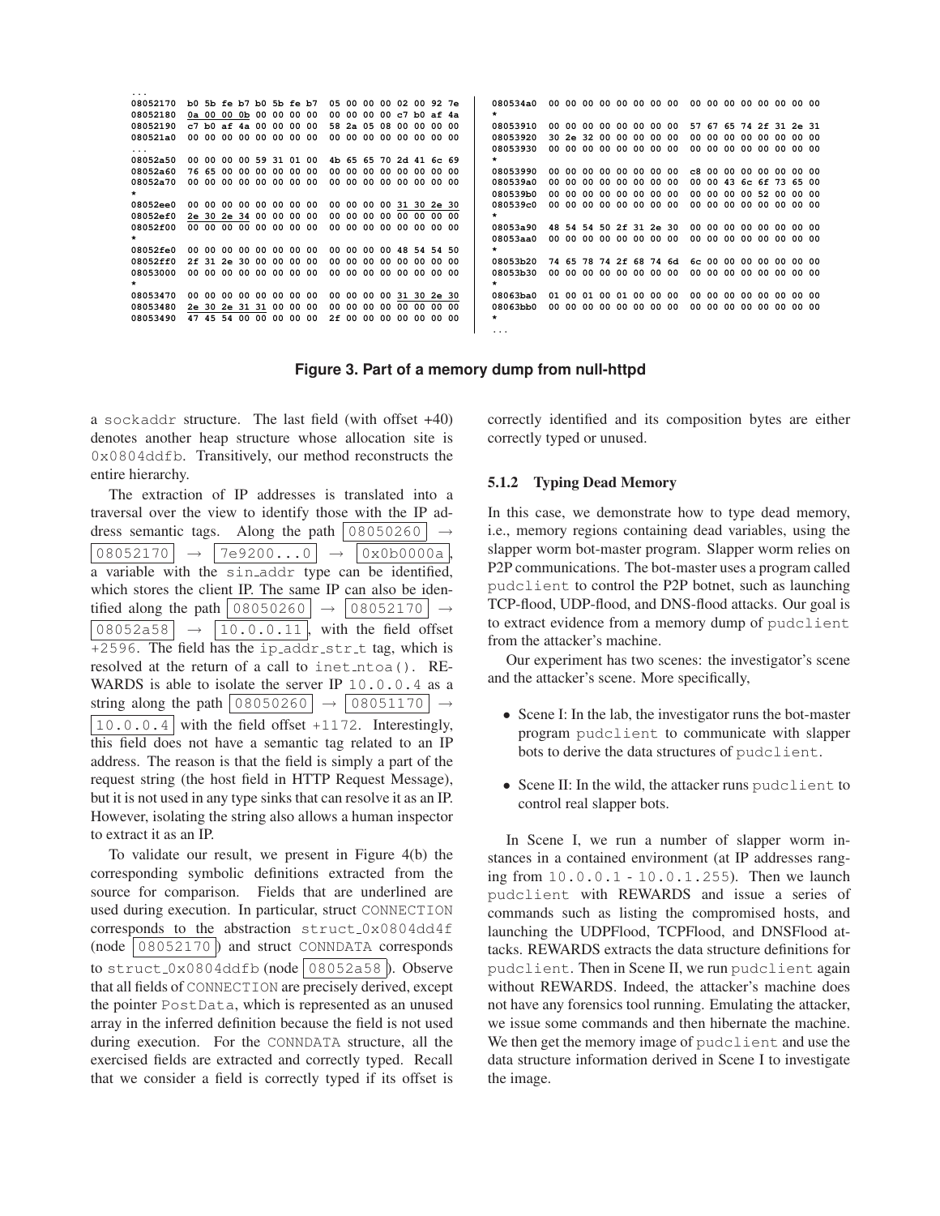```
...
08052170  b0 5b fe b7 b0 5b fe b7  05 00 00 00 02 00 92 7e
08052180  0a 00 00 0b 00 00 00 00  00 00 00 00 c7 b0 af 4a
08052190  c7 b0 af 4a 00 00 00 00  58 2a 05 08 00 00 00 00
080521a0  00 00 00 00 00 00 00 00  00 00 00 00 00 00 00 00
...
08052a50  00 00 00 00 59 31 01 00  4b 65 65 70 2d 41 6c 69
08052a60  76 65 00 00 00 00 00 00  00 00 00 00 00 00 00 00
08052a70  00 00 00 00 00 00 00 00  00 00 00 00 00 00 00 00
*
08052ee0  00 00 00 00 00 00 00 00  00 00 00 00 31 30 2e 30
08052ef0  2e 30 2e 34 00 00 00 00  00 00 00 00 00 00 00 00
08052f00  00 00 00 00 00 00 00 00  00 00 00 00 00 00 00 00
*
08052fe0  00 00 00 00 00 00 00 00  00 00 00 00 48 54 54 50
08052ff0  2f 31 2e 30 00 00 00 00  00 00 00 00 00 00 00 00
08053000  00 00 00 00 00 00 00 00  00 00 00 00 00 00 00 00
*
08053470  00 00 00 00 00 00 00 00  00 00 00 00 31 30 2e 30
08053480  2e 30 2e 31 31 00 00 00  00 00 00 00 00 00 00 00
08053490  47 45 54 00 00 00 00 00  2f 00 00 00 00 00 00 00
```

```
080534a0  00 00 00 00 00 00 00 00  00 00 00 00 00 00 00 00
*
08053910  00 00 00 00 00 00 00 00  57 67 65 74 2f 31 2e 31
08053920  30 2e 32 00 00 00 00 00  00 00 00 00 00 00 00 00
08053930  00 00 00 00 00 00 00 00  00 00 00 00 00 00 00 00
*
08053990  00 00 00 00 00 00 00 00  c8 00 00 00 00 00 00 00
080539a0  00 00 00 00 00 00 00 00  00 00 43 6c 6f 73 65 00
080539b0  00 00 00 00 00 00 00 00  00 00 00 00 52 00 00 00
080539c0  00 00 00 00 00 00 00 00  00 00 00 00 00 00 00 00
*
08053a90  48 54 54 50 2f 31 2e 30  00 00 00 00 00 00 00 00
08053aa0  00 00 00 00 00 00 00 00  00 00 00 00 00 00 00 00
*
08053b20  74 65 78 74 2f 68 74 6d  6c 00 00 00 00 00 00 00
08053b30  00 00 00 00 00 00 00 00  00 00 00 00 00 00 00 00
*
08063ba0  01 00 01 00 01 00 00 00  00 00 00 00 00 00 00 00
08063bb0  00 00 00 00 00 00 00 00  00 00 00 00 00 00 00 00
*
...
```

**Figure 3. Part of a memory dump from null-httpd**

a sockaddr structure. The last field (with offset +40) denotes another heap structure whose allocation site is 0x0804ddfb. Transitively, our method reconstructs the entire hierarchy.

The extraction of IP addresses is translated into a traversal over the view to identify those with the IP address semantic tags. Along the path 08050260 → 08052170 → 7e9200...0 → 0x0b0000a, a variable with the sin_addr type can be identified, which stores the client IP. The same IP can also be identified along the path 08050260 → 08052170 → 08052a58 → 10.0.0.11, with the field offset +2596. The field has the ip_addr_str_t tag, which is resolved at the return of a call to inet_ntoa(). REWARDS is able to isolate the server IP 10.0.0.4 as a string along the path 08050260 → 08051170 → 10.0.0.4 with the field offset +1172. Interestingly, this field does not have a semantic tag related to an IP address. The reason is that the field is simply a part of the request string (the host field in HTTP Request Message), but it is not used in any type sinks that can resolve it as an IP. However, isolating the string also allows a human inspector to extract it as an IP.

To validate our result, we present in Figure 4(b) the corresponding symbolic definitions extracted from the source for comparison. Fields that are underlined are used during execution. In particular, struct CONNECTION corresponds to the abstraction struct_0x0804dd4f (node 08052170) and struct CONNDATA corresponds to struct_0x0804ddfb (node 08052a58). Observe that all fields of CONNECTION are precisely derived, except the pointer PostData, which is represented as an unused array in the inferred definition because the field is not used during execution. For the CONNDATA structure, all the exercised fields are extracted and correctly typed. Recall that we consider a field is correctly typed if its offset is correctly identified and its composition bytes are either correctly typed or unused.

#### 5.1.2 Typing Dead Memory

In this case, we demonstrate how to type dead memory, i.e., memory regions containing dead variables, using the slapper worm bot-master program. Slapper worm relies on P2P communications. The bot-master uses a program called pudclient to control the P2P botnet, such as launching TCP-flood, UDP-flood, and DNS-flood attacks. Our goal is to extract evidence from a memory dump of pudclient from the attacker's machine.

Our experiment has two scenes: the investigator's scene and the attacker's scene. More specifically,

- Scene I: In the lab, the investigator runs the bot-master program pudclient to communicate with slapper bots to derive the data structures of pudclient.
- Scene II: In the wild, the attacker runs pudclient to control real slapper bots.

In Scene I, we run a number of slapper worm instances in a contained environment (at IP addresses ranging from 10.0.0.1 - 10.0.1.255). Then we launch pudclient with REWARDS and issue a series of commands such as listing the compromised hosts, and launching the UDPFlood, TCPFlood, and DNSFlood attacks. REWARDS extracts the data structure definitions for pudclient. Then in Scene II, we run pudclient again without REWARDS. Indeed, the attacker's machine does not have any forensics tool running. Emulating the attacker, we issue some commands and then hibernate the machine. We then get the memory image of pudclient and use the data structure information derived in Scene I to investigate the image.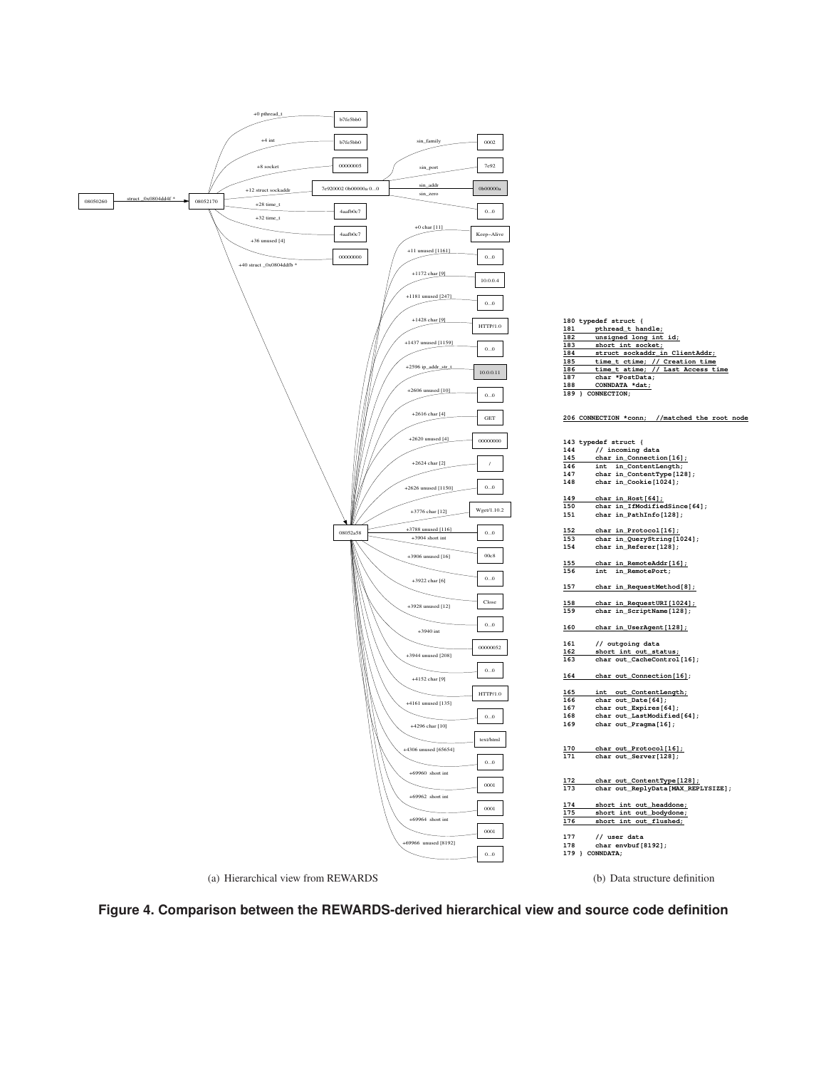```
180 typedef struct {
181     pthread_t handle;
182     unsigned long int id;
183     short int socket;
184     struct sockaddr_in ClientAddr;
185     time_t ctime; // Creation time
186     time_t atime; // Last Access time
187     char *PostData;
188     CONNDATA *dat;
189 } CONNECTION;

206 CONNECTION *conn;  //matched the root node

143 typedef struct {
144     // incoming data
145     char in_Connection[16];
146     int  in_ContentLength;
147     char in_ContentType[128];
148     char in_Cookie[1024];

149     char in_Host[64];
150     char in_IfModifiedSince[64];
151     char in_PathInfo[128];

152     char in_Protocol[16];
153     char in_QueryString[1024];
154     char in_Referer[128];

155     char in_RemoteAddr[16];
156     int  in_RemotePort;

157     char in_RequestMethod[8];

158     char in_RequestURI[1024];
159     char in_ScriptName[128];

160     char in_UserAgent[128];

161     // outgoing data
162     short int out_status;
163     char out_CacheControl[16];

164     char out_Connection[16];

165     int  out_ContentLength;
166     char out_Date[64];
167     char out_Expires[64];
168     char out_LastModified[64];
169     char out_Pragma[16];

170     char out_Protocol[16];
171     char out_Server[128];

172     char out_ContentType[128];
173     char out_ReplyData[MAX_REPLYSIZE];

174     short int out_headdone;
175     short int out_bodydone;
176     short int out_flushed;

177     // user data
178     char envbuf[8192];
179 } CONNDATA;
```

(a) Hierarchical view from REWARDS

(b) Data structure definition

**Figure 4. Comparison between the REWARDS-derived hierarchical view and source code definition**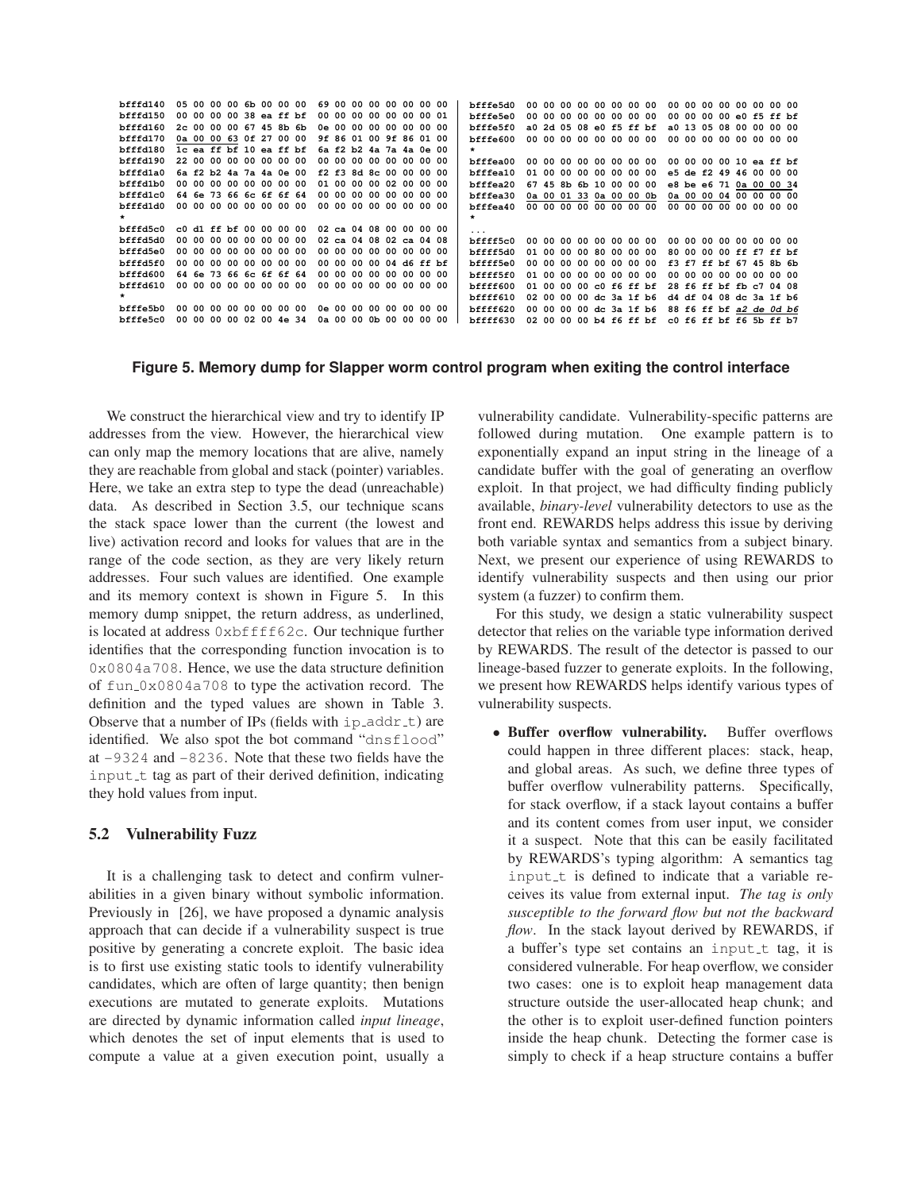```
bfffd140  05 00 00 00 6b 00 00 00  69 00 00 00 00 00 00 00
bfffd150  00 00 00 00 38 ea ff bf  00 00 00 00 00 00 00 01
bfffd160  2c 00 00 00 67 45 8b 6b  0e 00 00 00 00 00 00 00
bfffd170  0a 00 00 63 0f 27 00 00  9f 86 01 00 9f 86 01 00
bfffd180  1c ea ff bf 10 ea ff bf  6a f2 b2 4a 7a 4a 0e 00
bfffd190  22 00 00 00 00 00 00 00  00 00 00 00 00 00 00 00
bfffd1a0  6a f2 b2 4a 7a 4a 0e 00  f2 f3 8d 8c 00 00 00 00
bfffd1b0  00 00 00 00 00 00 00 00  01 00 00 00 02 00 00 00
bfffd1c0  64 6e 73 66 6c 6f 6f 64  00 00 00 00 00 00 00 00
bfffd1d0  00 00 00 00 00 00 00 00  00 00 00 00 00 00 00 00
*
bfffd5c0  c0 d1 ff bf 00 00 00 00  02 ca 04 08 00 00 00 00
bfffd5d0  00 00 00 00 00 00 00 00  02 ca 04 08 02 ca 04 08
bfffd5e0  00 00 00 00 00 00 00 00  00 00 00 00 00 00 00 00
bfffd5f0  00 00 00 00 00 00 00 00  00 00 00 00 04 d6 ff bf
bfffd600  64 6e 73 66 6c 6f 6f 64  00 00 00 00 00 00 00 00
bfffd610  00 00 00 00 00 00 00 00  00 00 00 00 00 00 00 00
*
bfffe5b0  00 00 00 00 00 00 00 00  0e 00 00 00 00 00 00 00
bfffe5c0  00 00 00 00 02 00 4e 34  0a 00 00 0b 00 00 00 00

bfffe5d0  00 00 00 00 00 00 00 00  00 00 00 00 00 00 00 00
bfffe5e0  00 00 00 00 00 00 00 00  00 00 00 00 e0 f5 ff bf
bfffe5f0  a0 2d 05 08 e0 f5 ff bf  a0 13 05 08 00 00 00 00
bfffe600  00 00 00 00 00 00 00 00  00 00 00 00 00 00 00 00
*
bfffea00  00 00 00 00 00 00 00 00  00 00 00 00 10 ea ff bf
bfffea10  01 00 00 00 00 00 00 00  e5 de f2 49 46 00 00 00
bfffea20  67 45 8b 6b 10 00 00 00  e8 be e6 71 0a 00 00 34
bfffea30  0a 00 01 33 0a 00 00 0b  0a 00 00 04 00 00 00 00
bfffea40  00 00 00 00 00 00 00 00  00 00 00 00 00 00 00 00
*
...
bffff5c0  00 00 00 00 00 00 00 00  00 00 00 00 00 00 00 00
bffff5d0  01 00 00 00 80 00 00 00  80 00 00 00 ff f7 ff bf
bffff5e0  00 00 00 00 00 00 00 00  f3 f7 ff bf 67 45 8b 6b
bffff5f0  01 00 00 00 00 00 00 00  00 00 00 00 00 00 00 00
bffff600  01 00 00 00 c0 f6 ff bf  28 f6 ff bf fb c7 04 08
bffff610  02 00 00 00 dc 3a 1f b6  d4 df 04 08 dc 3a 1f b6
bffff620  00 00 00 00 dc 3a 1f b6  88 f6 ff bf a2 de 0d b6
bffff630  02 00 00 00 b4 f6 ff bf  c0 f6 ff bf f6 5b ff b7
```

**Figure 5. Memory dump for Slapper worm control program when exiting the control interface**

We construct the hierarchical view and try to identify IP addresses from the view. However, the hierarchical view can only map the memory locations that are alive, namely they are reachable from global and stack (pointer) variables. Here, we take an extra step to type the dead (unreachable) data. As described in Section 3.5, our technique scans the stack space lower than the current (the lowest and live) activation record and looks for values that are in the range of the code section, as they are very likely return addresses. Four such values are identified. One example and its memory context is shown in Figure 5. In this memory dump snippet, the return address, as underlined, is located at address 0xbffff62c. Our technique further identifies that the corresponding function invocation is to 0x0804a708. Hence, we use the data structure definition of fun_0x0804a708 to type the activation record. The definition and the typed values are shown in Table 3. Observe that a number of IPs (fields with ip_addr_t) are identified. We also spot the bot command "dnsflood" at −9324 and −8236. Note that these two fields have the input_t tag as part of their derived definition, indicating they hold values from input.

### 5.2 Vulnerability Fuzz

It is a challenging task to detect and confirm vulnerabilities in a given binary without symbolic information. Previously in [26], we have proposed a dynamic analysis approach that can decide if a vulnerability suspect is true positive by generating a concrete exploit. The basic idea is to first use existing static tools to identify vulnerability candidates, which are often of large quantity; then benign executions are mutated to generate exploits. Mutations are directed by dynamic information called *input lineage*, which denotes the set of input elements that is used to compute a value at a given execution point, usually a vulnerability candidate. Vulnerability-specific patterns are followed during mutation. One example pattern is to exponentially expand an input string in the lineage of a candidate buffer with the goal of generating an overflow exploit. In that project, we had difficulty finding publicly available, *binary-level* vulnerability detectors to use as the front end. REWARDS helps address this issue by deriving both variable syntax and semantics from a subject binary. Next, we present our experience of using REWARDS to identify vulnerability suspects and then using our prior system (a fuzzer) to confirm them.

For this study, we design a static vulnerability suspect detector that relies on the variable type information derived by REWARDS. The result of the detector is passed to our lineage-based fuzzer to generate exploits. In the following, we present how REWARDS helps identify various types of vulnerability suspects.

- **Buffer overflow vulnerability.** Buffer overflows could happen in three different places: stack, heap, and global areas. As such, we define three types of buffer overflow vulnerability patterns. Specifically, for stack overflow, if a stack layout contains a buffer and its content comes from user input, we consider it a suspect. Note that this can be easily facilitated by REWARDS's typing algorithm: A semantics tag input_t is defined to indicate that a variable receives its value from external input. *The tag is only susceptible to the forward flow but not the backward flow*. In the stack layout derived by REWARDS, if a buffer's type set contains an input_t tag, it is considered vulnerable. For heap overflow, we consider two cases: one is to exploit heap management data structure outside the user-allocated heap chunk; and the other is to exploit user-defined function pointers inside the heap chunk. Detecting the former case is simply to check if a heap structure contains a buffer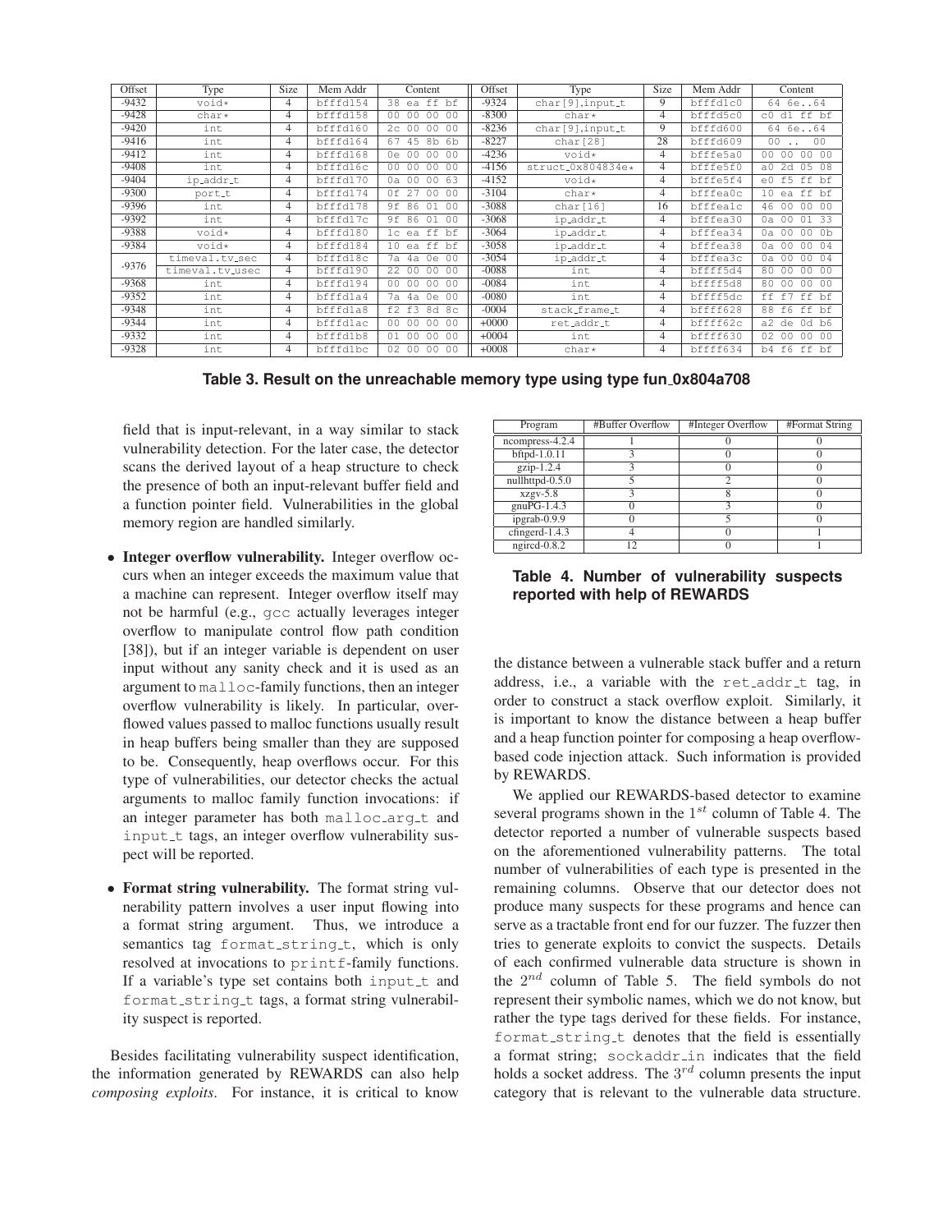| Offset | Type | Size | Mem Addr | Content | Offset | Type | Size | Mem Addr | Content |
|---|---|---|---|---|---|---|---|---|---|
| -9432 | void* | 4 | bfffd154 | 38 ea ff bf | -9324 | char[9],input_t | 9 | bfffd1c0 | 64 6e..64 |
| -9428 | char* | 4 | bfffd158 | 00 00 00 00 | -8300 | char* | 4 | bfffd5c0 | c0 d1 ff bf |
| -9420 | int | 4 | bfffd160 | 2c 00 00 00 | -8236 | char[9],input_t | 9 | bfffd600 | 64 6e..64 |
| -9416 | int | 4 | bfffd164 | 67 45 8b 6b | -8227 | char[28] | 28 | bfffd609 | 00 .. 00 |
| -9412 | int | 4 | bfffd168 | 0e 00 00 00 | -4236 | void* | 4 | bfffe5a0 | 00 00 00 00 |
| -9408 | int | 4 | bfffd16c | 00 00 00 00 | -4156 | struct_0x804834e* | 4 | bfffe5f0 | a0 2d 05 08 |
| -9404 | ip_addr_t | 4 | bfffd170 | 0a 00 00 63 | -4152 | void* | 4 | bfffe5f4 | e0 f5 ff bf |
| -9300 | port_t | 4 | bfffd174 | 0f 27 00 00 | -3104 | char* | 4 | bfffea0c | 10 ea ff bf |
| -9396 | int | 4 | bfffd178 | 9f 86 01 00 | -3088 | char[16] | 16 | bfffea1c | 46 00 00 00 |
| -9392 | int | 4 | bfffd17c | 9f 86 01 00 | -3068 | ip_addr_t | 4 | bfffea30 | 0a 00 01 33 |
| -9388 | void* | 4 | bfffd180 | 1c ea ff bf | -3064 | ip_addr_t | 4 | bfffea34 | 0a 00 00 0b |
| -9384 | void* | 4 | bfffd184 | 10 ea ff bf | -3058 | ip_addr_t | 4 | bfffea38 | 0a 00 00 04 |
| -9376 | timeval.tv_sec | 4 | bfffd18c | 7a 4a 0e 00 | -3054 | ip_addr_t | 4 | bfffea3c | 0a 00 00 04 |
| | timeval.tv_usec | 4 | bfffd190 | 22 00 00 00 | -0088 | int | 4 | bffff5d4 | 80 00 00 00 |
| -9368 | int | 4 | bfffd194 | 00 00 00 00 | -0084 | int | 4 | bffff5d8 | 80 00 00 00 |
| -9352 | int | 4 | bfffd1a4 | 7a 4a 0e 00 | -0080 | int | 4 | bffff5dc | ff f7 ff bf |
| -9348 | int | 4 | bfffd1a8 | f2 f3 8d 8c | -0004 | stack_frame_t | 4 | bffff628 | 88 f6 ff bf |
| -9344 | int | 4 | bfffd1ac | 00 00 00 00 | +0000 | ret_addr_t | 4 | bffff62c | a2 de 0d b6 |
| -9332 | int | 4 | bfffd1b8 | 01 00 00 00 | +0004 | int | 4 | bffff630 | 02 00 00 00 |
| -9328 | int | 4 | bfffd1bc | 02 00 00 00 | +0008 | char* | 4 | bffff634 | b4 f6 ff bf |

**Table 3. Result on the unreachable memory type using type fun_0x804a708**

field that is input-relevant, in a way similar to stack vulnerability detection. For the later case, the detector scans the derived layout of a heap structure to check the presence of both an input-relevant buffer field and a function pointer field. Vulnerabilities in the global memory region are handled similarly.

- **Integer overflow vulnerability.** Integer overflow occurs when an integer exceeds the maximum value that a machine can represent. Integer overflow itself may not be harmful (e.g., gcc actually leverages integer overflow to manipulate control flow path condition [38]), but if an integer variable is dependent on user input without any sanity check and it is used as an argument to malloc-family functions, then an integer overflow vulnerability is likely. In particular, overflowed values passed to malloc functions usually result in heap buffers being smaller than they are supposed to be. Consequently, heap overflows occur. For this type of vulnerabilities, our detector checks the actual arguments to malloc family function invocations: if an integer parameter has both malloc_arg_t and input_t tags, an integer overflow vulnerability suspect will be reported.

- **Format string vulnerability.** The format string vulnerability pattern involves a user input flowing into a format string argument. Thus, we introduce a semantics tag format_string_t, which is only resolved at invocations to printf-family functions. If a variable's type set contains both input_t and format_string_t tags, a format string vulnerability suspect is reported.

Besides facilitating vulnerability suspect identification, the information generated by REWARDS can also help *composing exploits*. For instance, it is critical to know the distance between a vulnerable stack buffer and a return address, i.e., a variable with the ret_addr_t tag, in order to construct a stack overflow exploit. Similarly, it is important to know the distance between a heap buffer and a heap function pointer for composing a heap overflow-based code injection attack. Such information is provided by REWARDS.

| Program | #Buffer Overflow | #Integer Overflow | #Format String |
|---|---|---|---|
| ncompress-4.2.4 | 1 | 0 | 0 |
| bftpd-1.0.11 | 3 | 0 | 0 |
| gzip-1.2.4 | 3 | 0 | 0 |
| nullhttpd-0.5.0 | 5 | 2 | 0 |
| xzgv-5.8 | 3 | 8 | 0 |
| gnuPG-1.4.3 | 0 | 3 | 0 |
| ipgrab-0.9.9 | 0 | 5 | 0 |
| cfingerd-1.4.3 | 4 | 0 | 1 |
| ngircd-0.8.2 | 12 | 0 | 1 |

**Table 4. Number of vulnerability suspects reported with help of REWARDS**

We applied our REWARDS-based detector to examine several programs shown in the $1^{st}$ column of Table 4. The detector reported a number of vulnerable suspects based on the aforementioned vulnerability patterns. The total number of vulnerabilities of each type is presented in the remaining columns. Observe that our detector does not produce many suspects for these programs and hence can serve as a tractable front end for our fuzzer. The fuzzer then tries to generate exploits to convict the suspects. Details of each confirmed vulnerable data structure is shown in the $2^{nd}$ column of Table 5. The field symbols do not represent their symbolic names, which we do not know, but rather the type tags derived for these fields. For instance, format_string_t denotes that the field is essentially a format string; sockaddr_in indicates that the field holds a socket address. The $3^{rd}$ column presents the input category that is relevant to the vulnerable data structure.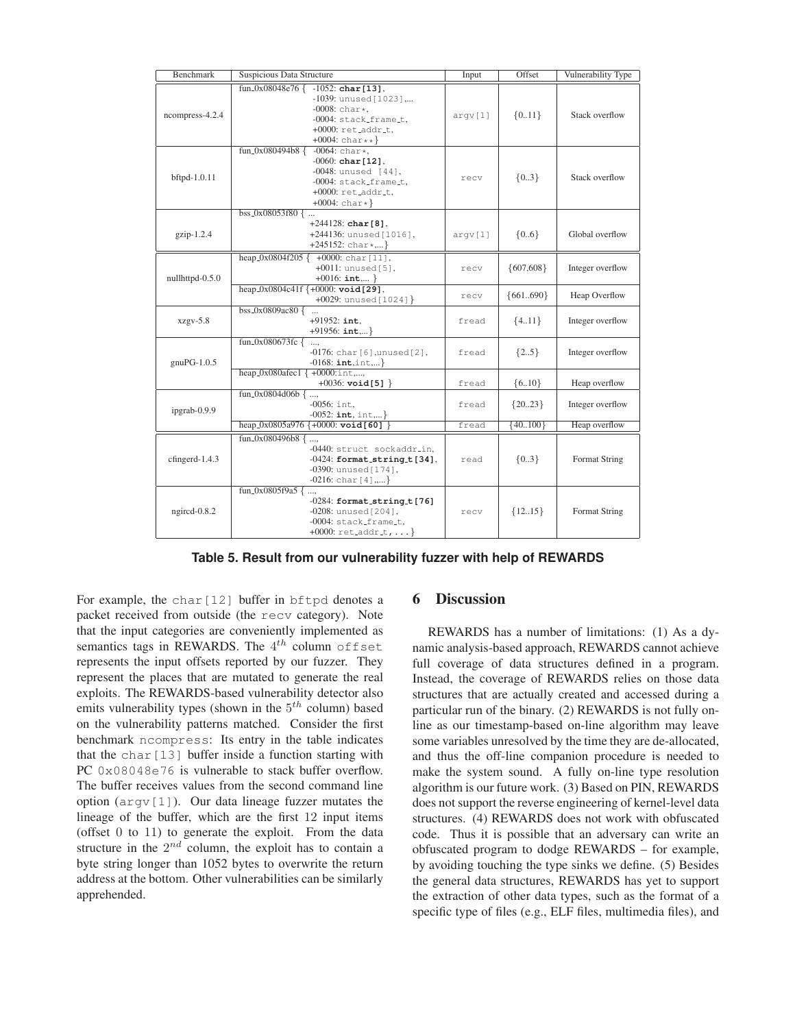| Benchmark | Suspicious Data Structure | Input | Offset | Vulnerability Type |
|---|---|---|---|---|
| ncompress-4.2.4 | fun_0x08048e76 { -1052: **char[13]**, -1039: unused[1023],... -0008: char*, -0004: stack_frame_t, +0000: ret_addr_t, +0004: char**} | argv[1] | {0..11} | Stack overflow |
| bftpd-1.0.11 | fun_0x080494b8 { -0064: char*, -0060: **char[12]**, -0048: unused [44], -0004: stack_frame_t, +0000: ret_addr_t, +0004: char*} | recv | {0..3} | Stack overflow |
| gzip-1.2.4 | bss_0x08053f80 { ... +244128: **char[8]**, +244136: unused[1016], +245152: char*,...} | argv[1] | {0..6} | Global overflow |
| nullhttpd-0.5.0 | heap_0x0804f205 { +0000: char[11], +0011: unused[5], +0016: **int**,... } | recv | {607,608} | Integer overflow |
| | heap_0x0804c41f {+0000: **void[29]**, +0029: unused[1024]} | recv | {661..690} | Heap Overflow |
| xzgv-5.8 | bss_0x0809ac80 { ... +91952: **int**, +91956: **int**,...} | fread | {4..11} | Integer overflow |
| gnuPG-1.0.5 | fun_0x080673fc { ..., -0176: char[6],unused[2], -0168: **int**,int,...} | fread | {2..5} | Integer overflow |
| | heap_0x080afec1 { +0000:int,..., +0036: **void[5]** } | fread | {6..10} | Heap overflow |
| ipgrab-0.9.9 | fun_0x0804d06b { ..., -0056: int, -0052: **int**, int,...} | fread | {20..23} | Integer overflow |
| | heap_0x0805a976 {+0000: **void[60]** } | fread | {40..100} | Heap overflow |
| cfingerd-1.4.3 | fun_0x080496b8 { ..., -0440: struct sockaddr_in, -0424: **format_string_t[34]**, -0390: unused[174], -0216: char[4],...} | read | {0..3} | Format String |
| ngircd-0.8.2 | fun_0x0805f9a5 { ..., -0284: **format_string_t[76]** -0208: unused[204], -0004: stack_frame_t, +0000: ret_addr_t,...} | recv | {12..15} | Format String |

**Table 5. Result from our vulnerability fuzzer with help of REWARDS**

For example, the char[12] buffer in bftpd denotes a packet received from outside (the recv category). Note that the input categories are conveniently implemented as semantics tags in REWARDS. The $4^{th}$ column offset represents the input offsets reported by our fuzzer. They represent the places that are mutated to generate the real exploits. The REWARDS-based vulnerability detector also emits vulnerability types (shown in the $5^{th}$ column) based on the vulnerability patterns matched. Consider the first benchmark ncompress: Its entry in the table indicates that the char[13] buffer inside a function starting with PC 0x08048e76 is vulnerable to stack buffer overflow. The buffer receives values from the second command line option (argv[1]). Our data lineage fuzzer mutates the lineage of the buffer, which are the first 12 input items (offset 0 to 11) to generate the exploit. From the data structure in the $2^{nd}$ column, the exploit has to contain a byte string longer than 1052 bytes to overwrite the return address at the bottom. Other vulnerabilities can be similarly apprehended.

## 6 Discussion

REWARDS has a number of limitations: (1) As a dynamic analysis-based approach, REWARDS cannot achieve full coverage of data structures defined in a program. Instead, the coverage of REWARDS relies on those data structures that are actually created and accessed during a particular run of the binary. (2) REWARDS is not fully on-line as our timestamp-based on-line algorithm may leave some variables unresolved by the time they are de-allocated, and thus the off-line companion procedure is needed to make the system sound. A fully on-line type resolution algorithm is our future work. (3) Based on PIN, REWARDS does not support the reverse engineering of kernel-level data structures. (4) REWARDS does not work with obfuscated code. Thus it is possible that an adversary can write an obfuscated program to dodge REWARDS – for example, by avoiding touching the type sinks we define. (5) Besides the general data structures, REWARDS has yet to support the extraction of other data types, such as the format of a specific type of files (e.g., ELF files, multimedia files), and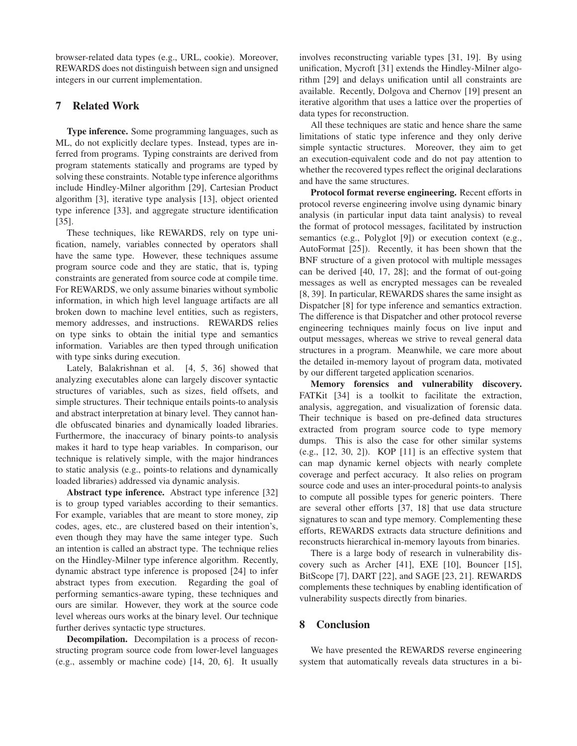browser-related data types (e.g., URL, cookie). Moreover, REWARDS does not distinguish between sign and unsigned integers in our current implementation.

## 7 Related Work

**Type inference.** Some programming languages, such as ML, do not explicitly declare types. Instead, types are inferred from programs. Typing constraints are derived from program statements statically and programs are typed by solving these constraints. Notable type inference algorithms include Hindley-Milner algorithm [29], Cartesian Product algorithm [3], iterative type analysis [13], object oriented type inference [33], and aggregate structure identification [35].

These techniques, like REWARDS, rely on type unification, namely, variables connected by operators shall have the same type. However, these techniques assume program source code and they are static, that is, typing constraints are generated from source code at compile time. For REWARDS, we only assume binaries without symbolic information, in which high level language artifacts are all broken down to machine level entities, such as registers, memory addresses, and instructions. REWARDS relies on type sinks to obtain the initial type and semantics information. Variables are then typed through unification with type sinks during execution.

Lately, Balakrishnan et al. [4, 5, 36] showed that analyzing executables alone can largely discover syntactic structures of variables, such as sizes, field offsets, and simple structures. Their technique entails points-to analysis and abstract interpretation at binary level. They cannot handle obfuscated binaries and dynamically loaded libraries. Furthermore, the inaccuracy of binary points-to analysis makes it hard to type heap variables. In comparison, our technique is relatively simple, with the major hindrances to static analysis (e.g., points-to relations and dynamically loaded libraries) addressed via dynamic analysis.

**Abstract type inference.** Abstract type inference [32] is to group typed variables according to their semantics. For example, variables that are meant to store money, zip codes, ages, etc., are clustered based on their intention's, even though they may have the same integer type. Such an intention is called an abstract type. The technique relies on the Hindley-Milner type inference algorithm. Recently, dynamic abstract type inference is proposed [24] to infer abstract types from execution. Regarding the goal of performing semantics-aware typing, these techniques and ours are similar. However, they work at the source code level whereas ours works at the binary level. Our technique further derives syntactic type structures.

**Decompilation.** Decompilation is a process of reconstructing program source code from lower-level languages (e.g., assembly or machine code) [14, 20, 6]. It usually involves reconstructing variable types [31, 19]. By using unification, Mycroft [31] extends the Hindley-Milner algorithm [29] and delays unification until all constraints are available. Recently, Dolgova and Chernov [19] present an iterative algorithm that uses a lattice over the properties of data types for reconstruction.

All these techniques are static and hence share the same limitations of static type inference and they only derive simple syntactic structures. Moreover, they aim to get an execution-equivalent code and do not pay attention to whether the recovered types reflect the original declarations and have the same structures.

**Protocol format reverse engineering.** Recent efforts in protocol reverse engineering involve using dynamic binary analysis (in particular input data taint analysis) to reveal the format of protocol messages, facilitated by instruction semantics (e.g., Polyglot [9]) or execution context (e.g., AutoFormat [25]). Recently, it has been shown that the BNF structure of a given protocol with multiple messages can be derived [40, 17, 28]; and the format of out-going messages as well as encrypted messages can be revealed [8, 39]. In particular, REWARDS shares the same insight as Dispatcher [8] for type inference and semantics extraction. The difference is that Dispatcher and other protocol reverse engineering techniques mainly focus on live input and output messages, whereas we strive to reveal general data structures in a program. Meanwhile, we care more about the detailed in-memory layout of program data, motivated by our different targeted application scenarios.

**Memory forensics and vulnerability discovery.** FATKit [34] is a toolkit to facilitate the extraction, analysis, aggregation, and visualization of forensic data. Their technique is based on pre-defined data structures extracted from program source code to type memory dumps. This is also the case for other similar systems (e.g., [12, 30, 2]). KOP [11] is an effective system that can map dynamic kernel objects with nearly complete coverage and perfect accuracy. It also relies on program source code and uses an inter-procedural points-to analysis to compute all possible types for generic pointers. There are several other efforts [37, 18] that use data structure signatures to scan and type memory. Complementing these efforts, REWARDS extracts data structure definitions and reconstructs hierarchical in-memory layouts from binaries.

There is a large body of research in vulnerability discovery such as Archer [41], EXE [10], Bouncer [15], BitScope [7], DART [22], and SAGE [23, 21]. REWARDS complements these techniques by enabling identification of vulnerability suspects directly from binaries.

## 8 Conclusion

We have presented the REWARDS reverse engineering system that automatically reveals data structures in a bi-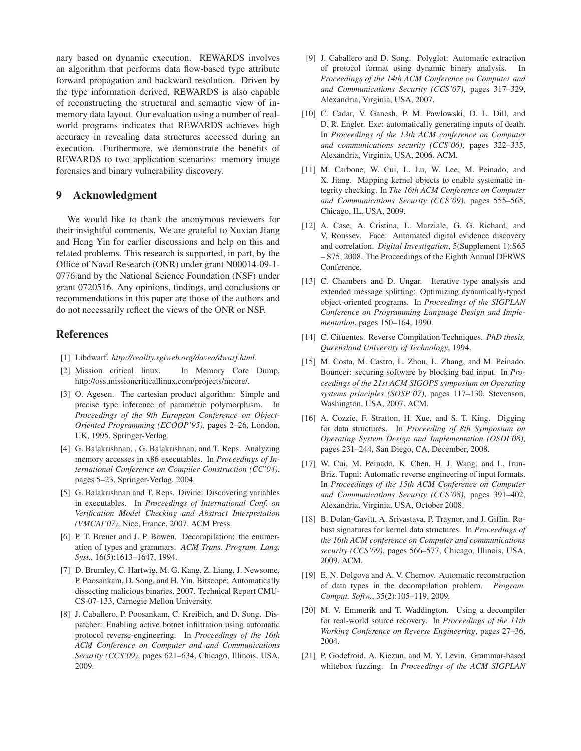nary based on dynamic execution. REWARDS involves an algorithm that performs data flow-based type attribute forward propagation and backward resolution. Driven by the type information derived, REWARDS is also capable of reconstructing the structural and semantic view of in-memory data layout. Our evaluation using a number of real-world programs indicates that REWARDS achieves high accuracy in revealing data structures accessed during an execution. Furthermore, we demonstrate the benefits of REWARDS to two application scenarios: memory image forensics and binary vulnerability discovery.

## 9 Acknowledgment

We would like to thank the anonymous reviewers for their insightful comments. We are grateful to Xuxian Jiang and Heng Yin for earlier discussions and help on this and related problems. This research is supported, in part, by the Office of Naval Research (ONR) under grant N00014-09-1-0776 and by the National Science Foundation (NSF) under grant 0720516. Any opinions, findings, and conclusions or recommendations in this paper are those of the authors and do not necessarily reflect the views of the ONR or NSF.

## References

[1] Libdwarf. *http://reality.sgiweb.org/davea/dwarf.html*.

[2] Mission critical linux. In Memory Core Dump, http://oss.missioncriticallinux.com/projects/mcore/.

[3] O. Agesen. The cartesian product algorithm: Simple and precise type inference of parametric polymorphism. In *Proceedings of the 9th European Conference on Object-Oriented Programming (ECOOP'95)*, pages 2–26, London, UK, 1995. Springer-Verlag.

[4] G. Balakrishnan, , G. Balakrishnan, and T. Reps. Analyzing memory accesses in x86 executables. In *Proceedings of International Conference on Compiler Construction (CC'04)*, pages 5–23. Springer-Verlag, 2004.

[5] G. Balakrishnan and T. Reps. Divine: Discovering variables in executables. In *Proceedings of International Conf. on Verification Model Checking and Abstract Interpretation (VMCAI'07)*, Nice, France, 2007. ACM Press.

[6] P. T. Breuer and J. P. Bowen. Decompilation: the enumeration of types and grammars. *ACM Trans. Program. Lang. Syst.*, 16(5):1613–1647, 1994.

[7] D. Brumley, C. Hartwig, M. G. Kang, Z. Liang, J. Newsome, P. Poosankam, D. Song, and H. Yin. Bitscope: Automatically dissecting malicious binaries, 2007. Technical Report CMU-CS-07-133, Carnegie Mellon University.

[8] J. Caballero, P. Poosankam, C. Kreibich, and D. Song. Dispatcher: Enabling active botnet infiltration using automatic protocol reverse-engineering. In *Proceedings of the 16th ACM Conference on Computer and and Communications Security (CCS'09)*, pages 621–634, Chicago, Illinois, USA, 2009.

[9] J. Caballero and D. Song. Polyglot: Automatic extraction of protocol format using dynamic binary analysis. In *Proceedings of the 14th ACM Conference on Computer and and Communications Security (CCS'07)*, pages 317–329, Alexandria, Virginia, USA, 2007.

[10] C. Cadar, V. Ganesh, P. M. Pawlowski, D. L. Dill, and D. R. Engler. Exe: automatically generating inputs of death. In *Proceedings of the 13th ACM conference on Computer and communications security (CCS'06)*, pages 322–335, Alexandria, Virginia, USA, 2006. ACM.

[11] M. Carbone, W. Cui, L. Lu, W. Lee, M. Peinado, and X. Jiang. Mapping kernel objects to enable systematic integrity checking. In *The 16th ACM Conference on Computer and Communications Security (CCS'09)*, pages 555–565, Chicago, IL, USA, 2009.

[12] A. Case, A. Cristina, L. Marziale, G. G. Richard, and V. Roussev. Face: Automated digital evidence discovery and correlation. *Digital Investigation*, 5(Supplement 1):S65 – S75, 2008. The Proceedings of the Eighth Annual DFRWS Conference.

[13] C. Chambers and D. Ungar. Iterative type analysis and extended message splitting: Optimizing dynamically-typed object-oriented programs. In *Proceedings of the SIGPLAN Conference on Programming Language Design and Implementation*, pages 150–164, 1990.

[14] C. Cifuentes. Reverse Compilation Techniques. *PhD thesis, Queensland University of Technology*, 1994.

[15] M. Costa, M. Castro, L. Zhou, L. Zhang, and M. Peinado. Bouncer: securing software by blocking bad input. In *Proceedings of the 21st ACM SIGOPS symposium on Operating systems principles (SOSP'07)*, pages 117–130, Stevenson, Washington, USA, 2007. ACM.

[16] A. Cozzie, F. Stratton, H. Xue, and S. T. King. Digging for data structures. In *Proceeding of 8th Symposium on Operating System Design and Implementation (OSDI'08)*, pages 231–244, San Diego, CA, December, 2008.

[17] W. Cui, M. Peinado, K. Chen, H. J. Wang, and L. Irun-Briz. Tupni: Automatic reverse engineering of input formats. In *Proceedings of the 15th ACM Conference on Computer and Communications Security (CCS'08)*, pages 391–402, Alexandria, Virginia, USA, October 2008.

[18] B. Dolan-Gavitt, A. Srivastava, P. Traynor, and J. Giffin. Robust signatures for kernel data structures. In *Proceedings of the 16th ACM conference on Computer and communications security (CCS'09)*, pages 566–577, Chicago, Illinois, USA, 2009. ACM.

[19] E. N. Dolgova and A. V. Chernov. Automatic reconstruction of data types in the decompilation problem. *Program. Comput. Softw.*, 35(2):105–119, 2009.

[20] M. V. Emmerik and T. Waddington. Using a decompiler for real-world source recovery. In *Proceedings of the 11th Working Conference on Reverse Engineering*, pages 27–36, 2004.

[21] P. Godefroid, A. Kiezun, and M. Y. Levin. Grammar-based whitebox fuzzing. In *Proceedings of the ACM SIGPLAN*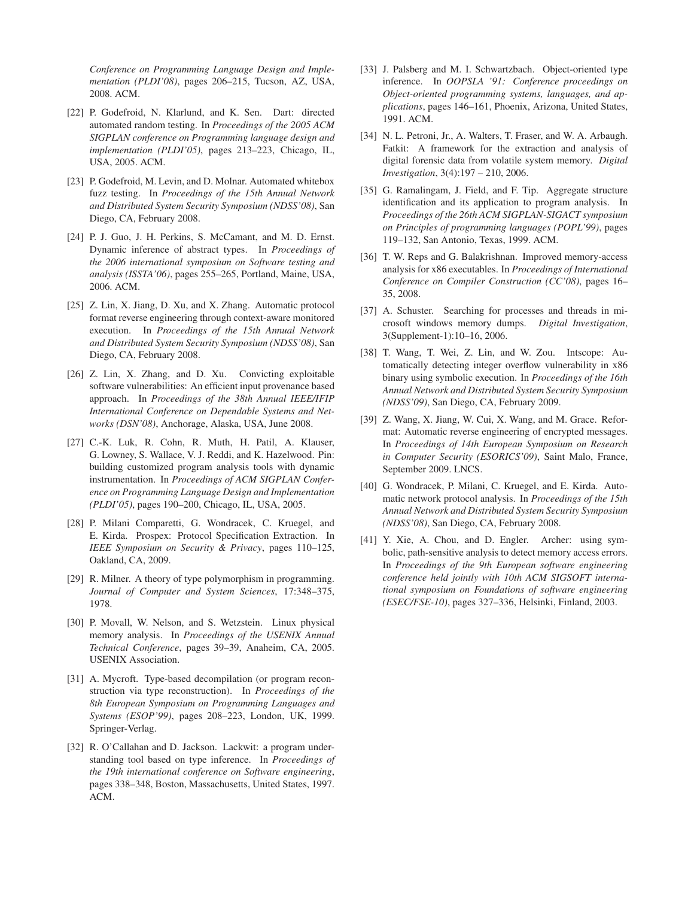*Conference on Programming Language Design and Implementation (PLDI'08)*, pages 206–215, Tucson, AZ, USA, 2008. ACM.

[22] P. Godefroid, N. Klarlund, and K. Sen. Dart: directed automated random testing. In *Proceedings of the 2005 ACM SIGPLAN conference on Programming language design and implementation (PLDI'05)*, pages 213–223, Chicago, IL, USA, 2005. ACM.

[23] P. Godefroid, M. Levin, and D. Molnar. Automated whitebox fuzz testing. In *Proceedings of the 15th Annual Network and Distributed System Security Symposium (NDSS'08)*, San Diego, CA, February 2008.

[24] P. J. Guo, J. H. Perkins, S. McCamant, and M. D. Ernst. Dynamic inference of abstract types. In *Proceedings of the 2006 international symposium on Software testing and analysis (ISSTA'06)*, pages 255–265, Portland, Maine, USA, 2006. ACM.

[25] Z. Lin, X. Jiang, D. Xu, and X. Zhang. Automatic protocol format reverse engineering through context-aware monitored execution. In *Proceedings of the 15th Annual Network and Distributed System Security Symposium (NDSS'08)*, San Diego, CA, February 2008.

[26] Z. Lin, X. Zhang, and D. Xu. Convicting exploitable software vulnerabilities: An efficient input provenance based approach. In *Proceedings of the 38th Annual IEEE/IFIP International Conference on Dependable Systems and Networks (DSN'08)*, Anchorage, Alaska, USA, June 2008.

[27] C.-K. Luk, R. Cohn, R. Muth, H. Patil, A. Klauser, G. Lowney, S. Wallace, V. J. Reddi, and K. Hazelwood. Pin: building customized program analysis tools with dynamic instrumentation. In *Proceedings of ACM SIGPLAN Conference on Programming Language Design and Implementation (PLDI'05)*, pages 190–200, Chicago, IL, USA, 2005.

[28] P. Milani Comparetti, G. Wondracek, C. Kruegel, and E. Kirda. Prospex: Protocol Specification Extraction. In *IEEE Symposium on Security & Privacy*, pages 110–125, Oakland, CA, 2009.

[29] R. Milner. A theory of type polymorphism in programming. *Journal of Computer and System Sciences*, 17:348–375, 1978.

[30] P. Movall, W. Nelson, and S. Wetzstein. Linux physical memory analysis. In *Proceedings of the USENIX Annual Technical Conference*, pages 39–39, Anaheim, CA, 2005. USENIX Association.

[31] A. Mycroft. Type-based decompilation (or program reconstruction via type reconstruction). In *Proceedings of the 8th European Symposium on Programming Languages and Systems (ESOP'99)*, pages 208–223, London, UK, 1999. Springer-Verlag.

[32] R. O'Callahan and D. Jackson. Lackwit: a program understanding tool based on type inference. In *Proceedings of the 19th international conference on Software engineering*, pages 338–348, Boston, Massachusetts, United States, 1997. ACM.

[33] J. Palsberg and M. I. Schwartzbach. Object-oriented type inference. In *OOPSLA '91: Conference proceedings on Object-oriented programming systems, languages, and applications*, pages 146–161, Phoenix, Arizona, United States, 1991. ACM.

[34] N. L. Petroni, Jr., A. Walters, T. Fraser, and W. A. Arbaugh. Fatkit: A framework for the extraction and analysis of digital forensic data from volatile system memory. *Digital Investigation*, 3(4):197 – 210, 2006.

[35] G. Ramalingam, J. Field, and F. Tip. Aggregate structure identification and its application to program analysis. In *Proceedings of the 26th ACM SIGPLAN-SIGACT symposium on Principles of programming languages (POPL'99)*, pages 119–132, San Antonio, Texas, 1999. ACM.

[36] T. W. Reps and G. Balakrishnan. Improved memory-access analysis for x86 executables. In *Proceedings of International Conference on Compiler Construction (CC'08)*, pages 16–35, 2008.

[37] A. Schuster. Searching for processes and threads in microsoft windows memory dumps. *Digital Investigation*, 3(Supplement-1):10–16, 2006.

[38] T. Wang, T. Wei, Z. Lin, and W. Zou. Intscope: Automatically detecting integer overflow vulnerability in x86 binary using symbolic execution. In *Proceedings of the 16th Annual Network and Distributed System Security Symposium (NDSS'09)*, San Diego, CA, February 2009.

[39] Z. Wang, X. Jiang, W. Cui, X. Wang, and M. Grace. Reformat: Automatic reverse engineering of encrypted messages. In *Proceedings of 14th European Symposium on Research in Computer Security (ESORICS'09)*, Saint Malo, France, September 2009. LNCS.

[40] G. Wondracek, P. Milani, C. Kruegel, and E. Kirda. Automatic network protocol analysis. In *Proceedings of the 15th Annual Network and Distributed System Security Symposium (NDSS'08)*, San Diego, CA, February 2008.

[41] Y. Xie, A. Chou, and D. Engler. Archer: using symbolic, path-sensitive analysis to detect memory access errors. In *Proceedings of the 9th European software engineering conference held jointly with 10th ACM SIGSOFT international symposium on Foundations of software engineering (ESEC/FSE-10)*, pages 327–336, Helsinki, Finland, 2003.